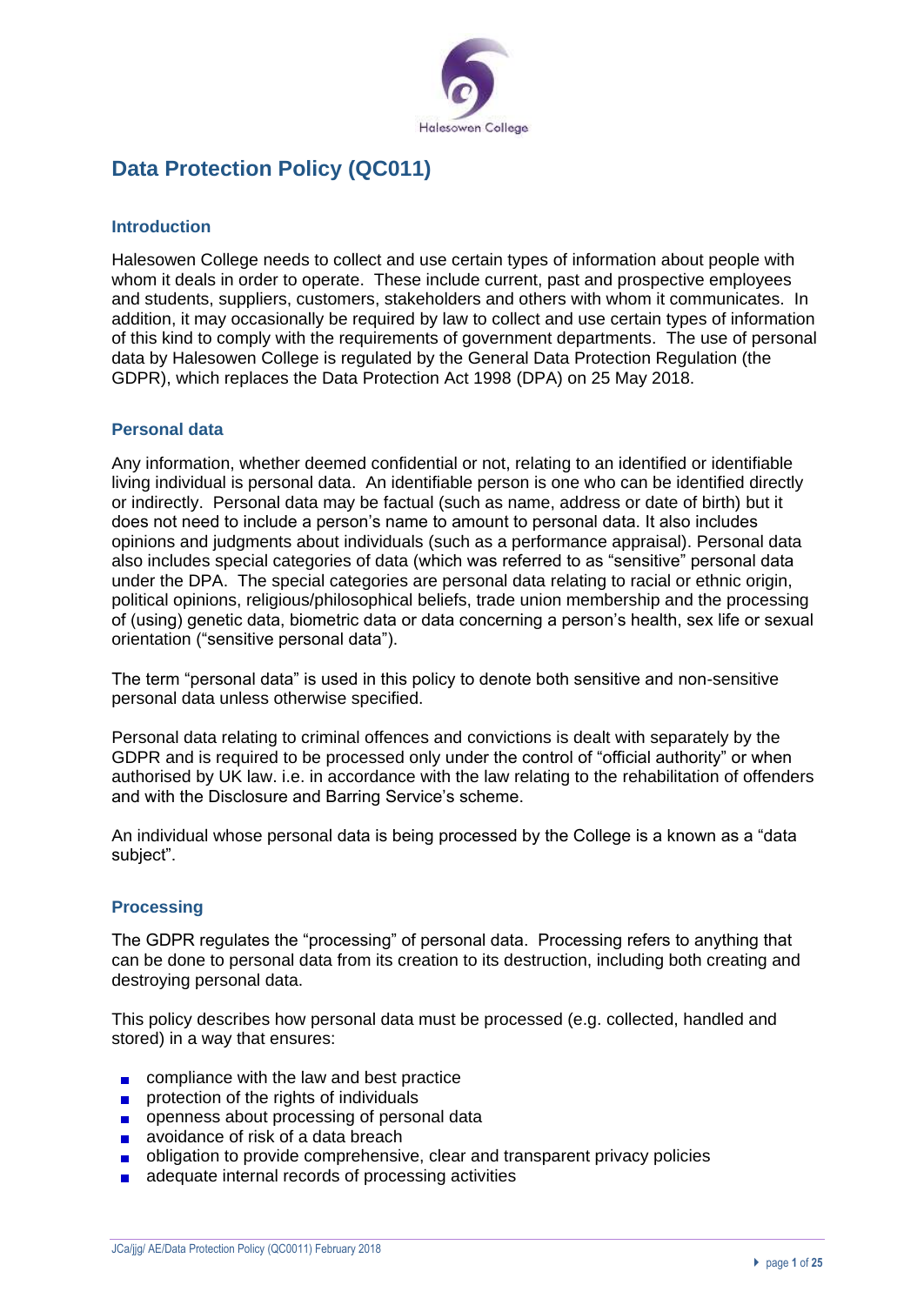# Data Protection Policy (QC011)

## Introduction

Halesowen College needs to collect and use certain types of information about people with whom it deals in order to operate. These include current, past and prospective employees and students, suppliers, customers, stakeholders and others with whom it communicates. In addition, it may occasionally be required by law to collect and use certain types of information of this kind to comply with the requirements of government departments. The use of personal data by Halesowen College is regulated by the General Data Protection Regulation (the GDPR), which replaces the Data Protection Act 1998 (DPA) on 25 May 2018.

## Personal data

Any information, whether deemed confidential or not, relating to an identified or identifiable living individual is personal data. An identifiable person is one who can be identified directly or indirectly. Personal data may be factual (such as name, address or date of birth) but it does not need to include a person's name to amount to personal data. It also includes opinions and judgments about individuals (such as a performance appraisal). Personal data also includes special categories of data (which was referred to as "sensitive" personal data under the DPA. The special categories are personal data relating to racial or ethnic origin, political opinions, religious/philosophical beliefs, trade union membership and the processing of (using) genetic data, biometric data or data concerning a person's health, sex life or sexual orientation ("sensitive personal data").

The term "personal data" is used in this policy to denote both sensitive and non-sensitive personal data unless otherwise specified.

Personal data relating to criminal offences and convictions is dealt with separately by the GDPR and is required to be processed only under the control of "official authority" or when authorised by UK law. i.e. in accordance with the law relating to the rehabilitation of offenders and with the Disclosure and Barring Service's scheme.

An individual whose personal data is being processed by the College is a known as a "data subject".

## Processing

The GDPR regulates the "processing" of personal data. Processing refers to anything that can be done to personal data from its creation to its destruction, including both creating and destroying personal data.

This policy describes how personal data must be processed (e.g. collected, handled and stored) in a way that ensures:

- compliance with the law and best practice
- protection of the rights of individuals
- openness about processing of personal data
- avoidance of risk of a data breach
- obligation to provide comprehensive, clear and transparent privacy policies
- adequate internal records of processing activities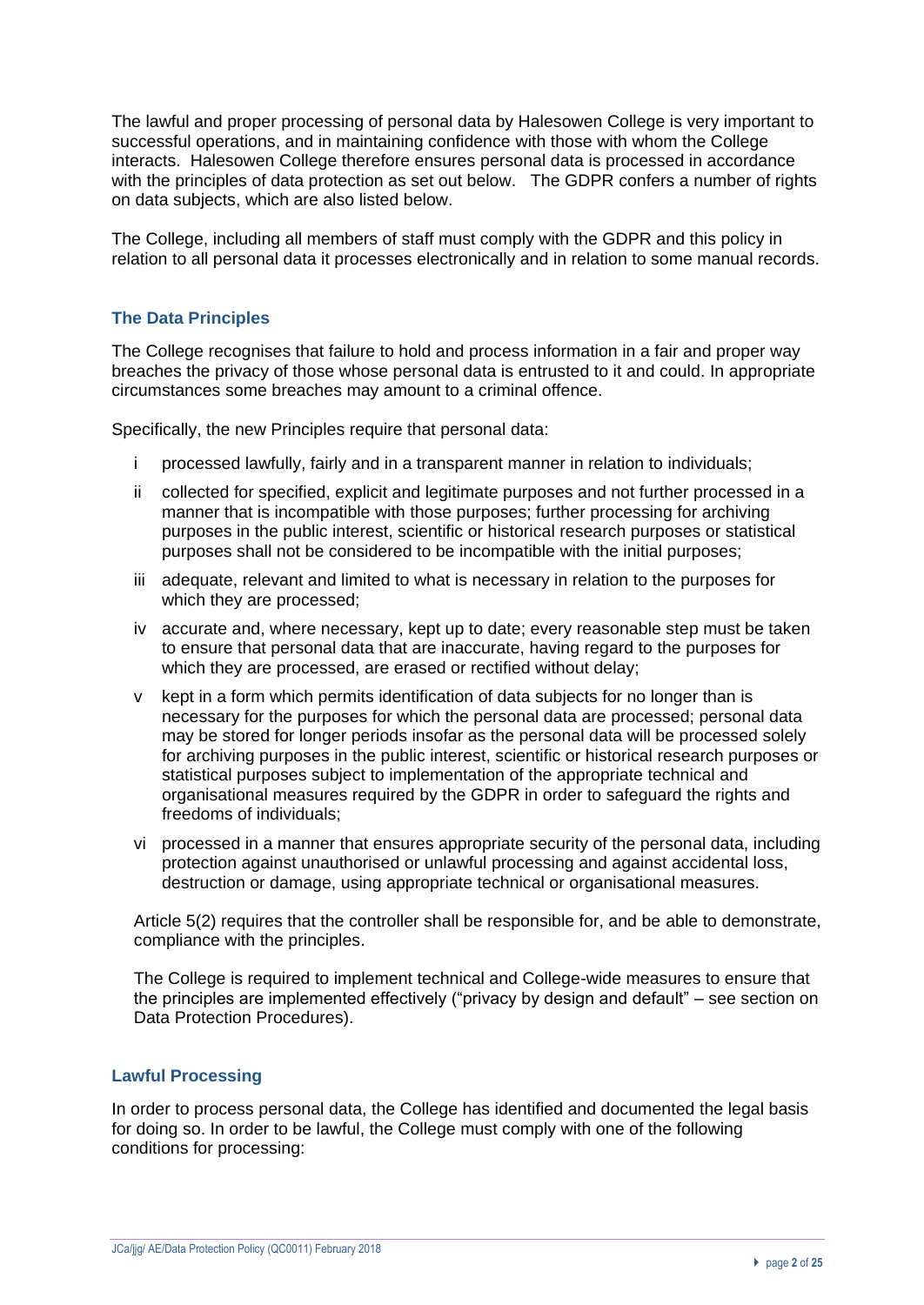The lawful and proper processing of personal data by Halesowen College is very important to successful operations, and in maintaining confidence with those with whom the College interacts. Halesowen College therefore ensures personal data is processed in accordance with the principles of data protection as set out below. The GDPR confers a number of rights on data subjects, which are also listed below.

The College, including all members of staff must comply with the GDPR and this policy in relation to all personal data it processes electronically and in relation to some manual records.

## The Data Principles

The College recognises that failure to hold and process information in a fair and proper way breaches the privacy of those whose personal data is entrusted to it and could. In appropriate circumstances some breaches may amount to a criminal offence.

Specifically, the new Principles require that personal data:

- i processed lawfully, fairly and in a transparent manner in relation to individuals;
- ii collected for specified, explicit and legitimate purposes and not further processed in a manner that is incompatible with those purposes; further processing for archiving purposes in the public interest, scientific or historical research purposes or statistical purposes shall not be considered to be incompatible with the initial purposes;
- iii adequate, relevant and limited to what is necessary in relation to the purposes for which they are processed;
- iv accurate and, where necessary, kept up to date; every reasonable step must be taken to ensure that personal data that are inaccurate, having regard to the purposes for which they are processed, are erased or rectified without delay;
- v kept in a form which permits identification of data subjects for no longer than is necessary for the purposes for which the personal data are processed; personal data may be stored for longer periods insofar as the personal data will be processed solely for archiving purposes in the public interest, scientific or historical research purposes or statistical purposes subject to implementation of the appropriate technical and organisational measures required by the GDPR in order to safeguard the rights and freedoms of individuals;
- vi processed in a manner that ensures appropriate security of the personal data, including protection against unauthorised or unlawful processing and against accidental loss, destruction or damage, using appropriate technical or organisational measures.

Article 5(2) requires that the controller shall be responsible for, and be able to demonstrate, compliance with the principles.

The College is required to implement technical and College-wide measures to ensure that the principles are implemented effectively ("privacy by design and default" – see section on Data Protection Procedures).

## Lawful Processing

In order to process personal data, the College has identified and documented the legal basis for doing so. In order to be lawful, the College must comply with one of the following conditions for processing: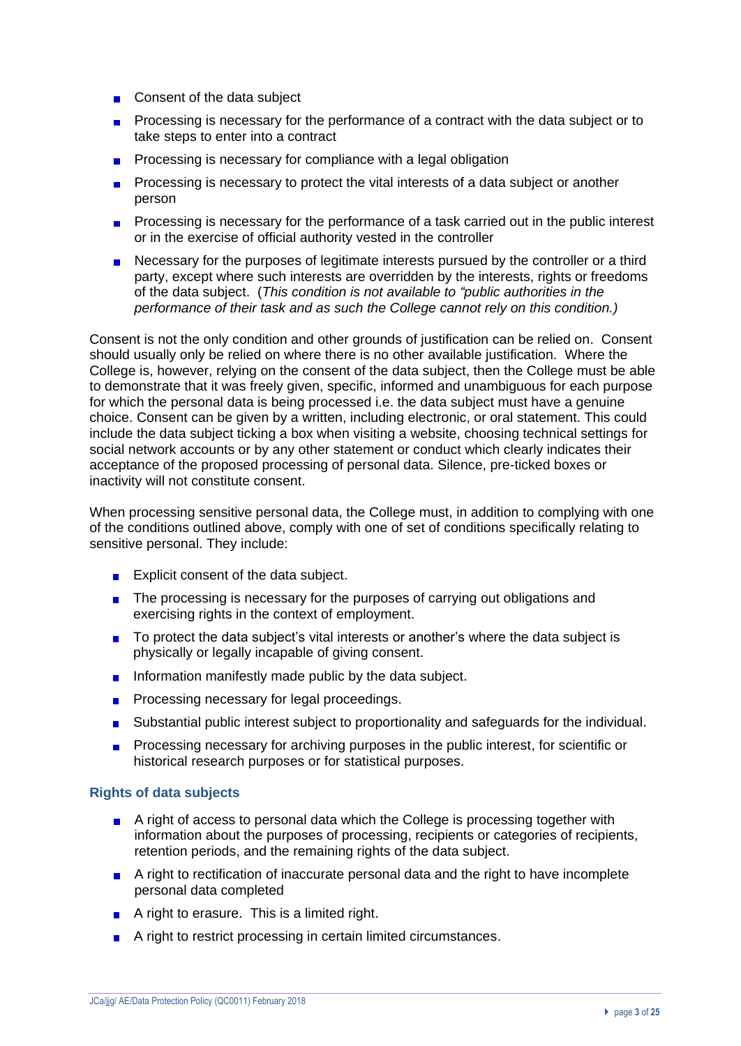- Consent of the data subject
- Processing is necessary for the performance of a contract with the data subject or to take steps to enter into a contract
- Processing is necessary for compliance with a legal obligation
- Processing is necessary to protect the vital interests of a data subject or another person
- Processing is necessary for the performance of a task carried out in the public interest or in the exercise of official authority vested in the controller
- Necessary for the purposes of legitimate interests pursued by the controller or a third party, except where such interests are overridden by the interests, rights or freedoms of the data subject. (*This condition is not available to "public authorities in the performance of their task and as such the College cannot rely on this condition.)*

Consent is not the only condition and other grounds of justification can be relied on. Consent should usually only be relied on where there is no other available justification. Where the College is, however, relying on the consent of the data subject, then the College must be able to demonstrate that it was freely given, specific, informed and unambiguous for each purpose for which the personal data is being processed i.e. the data subject must have a genuine choice. Consent can be given by a written, including electronic, or oral statement. This could include the data subject ticking a box when visiting a website, choosing technical settings for social network accounts or by any other statement or conduct which clearly indicates their acceptance of the proposed processing of personal data. Silence, pre-ticked boxes or inactivity will not constitute consent.

When processing sensitive personal data, the College must, in addition to complying with one of the conditions outlined above, comply with one of set of conditions specifically relating to sensitive personal. They include:

- Explicit consent of the data subject.
- The processing is necessary for the purposes of carrying out obligations and exercising rights in the context of employment.
- To protect the data subject's vital interests or another's where the data subject is physically or legally incapable of giving consent.
- Information manifestly made public by the data subject.
- Processing necessary for legal proceedings.
- Substantial public interest subject to proportionality and safeguards for the individual.
- Processing necessary for archiving purposes in the public interest, for scientific or historical research purposes or for statistical purposes.

### Rights of data subjects

- A right of access to personal data which the College is processing together with information about the purposes of processing, recipients or categories of recipients, retention periods, and the remaining rights of the data subject.
- A right to rectification of inaccurate personal data and the right to have incomplete personal data completed
- A right to erasure. This is a limited right.
- A right to restrict processing in certain limited circumstances.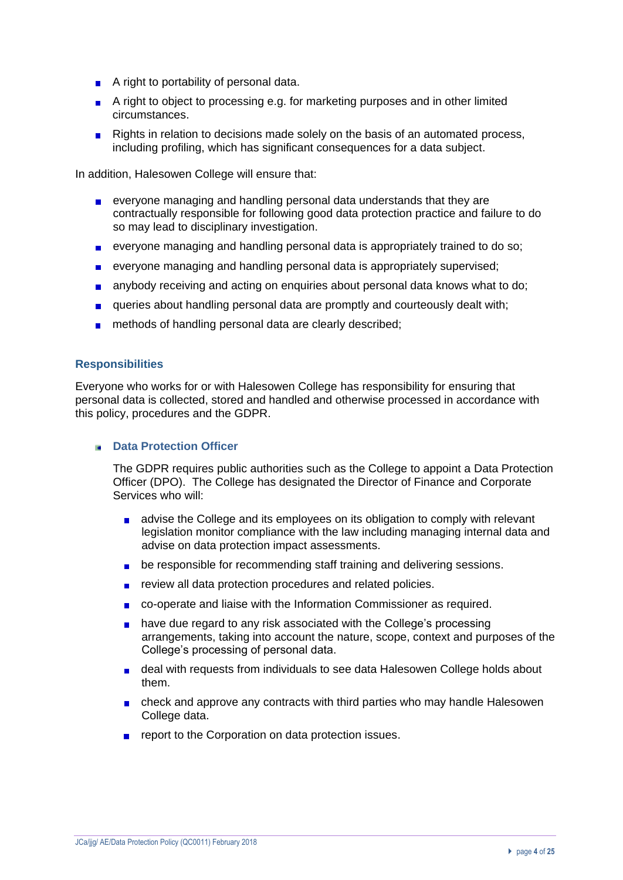- A right to portability of personal data.
- A right to object to processing e.g. for marketing purposes and in other limited circumstances.
- Rights in relation to decisions made solely on the basis of an automated process, including profiling, which has significant consequences for a data subject.

In addition, Halesowen College will ensure that:

- everyone managing and handling personal data understands that they are contractually responsible for following good data protection practice and failure to do so may lead to disciplinary investigation.
- everyone managing and handling personal data is appropriately trained to do so;
- everyone managing and handling personal data is appropriately supervised;
- anybody receiving and acting on enquiries about personal data knows what to do;
- queries about handling personal data are promptly and courteously dealt with;
- methods of handling personal data are clearly described;

## Responsibilities

Everyone who works for or with Halesowen College has responsibility for ensuring that personal data is collected, stored and handled and otherwise processed in accordance with this policy, procedures and the GDPR.

### Data Protection Officer

The GDPR requires public authorities such as the College to appoint a Data Protection Officer (DPO). The College has designated the Director of Finance and Corporate Services who will:

- advise the College and its employees on its obligation to comply with relevant legislation monitor compliance with the law including managing internal data and advise on data protection impact assessments.
- be responsible for recommending staff training and delivering sessions.
- review all data protection procedures and related policies.
- co-operate and liaise with the Information Commissioner as required.
- have due regard to any risk associated with the College's processing arrangements, taking into account the nature, scope, context and purposes of the College's processing of personal data.
- deal with requests from individuals to see data Halesowen College holds about them.
- check and approve any contracts with third parties who may handle Halesowen College data.
- report to the Corporation on data protection issues.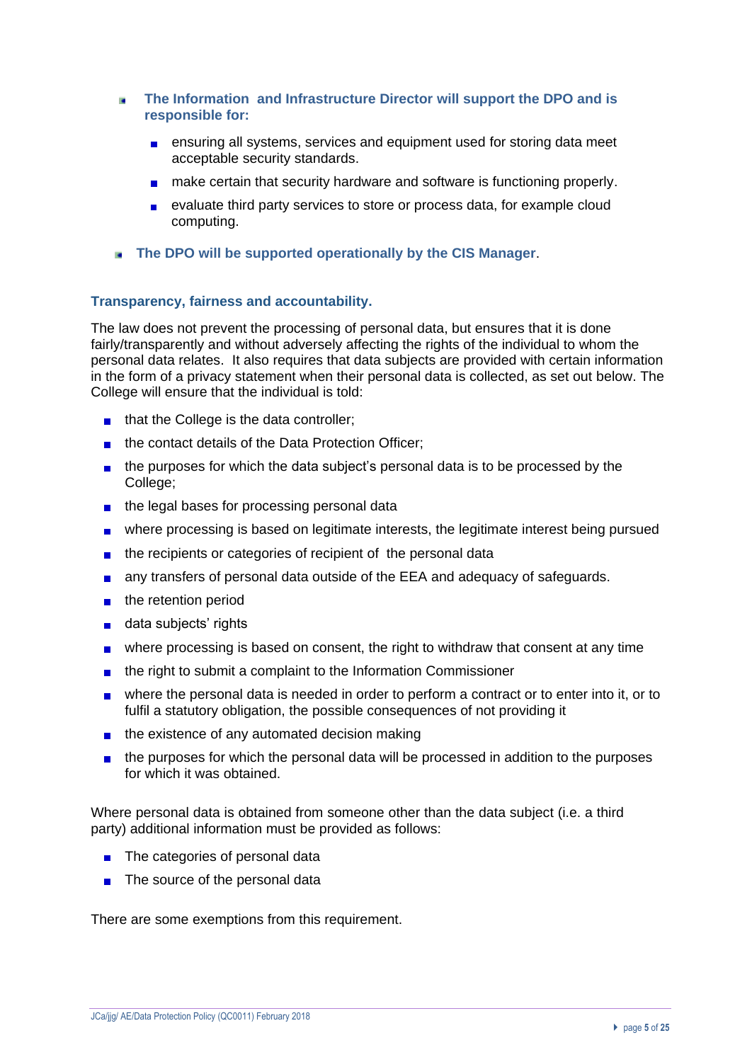- **The Information and Infrastructure Director will support the DPO and is responsible for:**
  - ensuring all systems, services and equipment used for storing data meet acceptable security standards.
  - make certain that security hardware and software is functioning properly.
  - evaluate third party services to store or process data, for example cloud computing.
- **The DPO will be supported operationally by the CIS Manager**.

### Transparency, fairness and accountability.

The law does not prevent the processing of personal data, but ensures that it is done fairly/transparently and without adversely affecting the rights of the individual to whom the personal data relates. It also requires that data subjects are provided with certain information in the form of a privacy statement when their personal data is collected, as set out below. The College will ensure that the individual is told:

- that the College is the data controller;
- the contact details of the Data Protection Officer;
- the purposes for which the data subject's personal data is to be processed by the College;
- the legal bases for processing personal data
- where processing is based on legitimate interests, the legitimate interest being pursued
- the recipients or categories of recipient of the personal data
- any transfers of personal data outside of the EEA and adequacy of safeguards.
- the retention period
- data subjects' rights
- where processing is based on consent, the right to withdraw that consent at any time
- the right to submit a complaint to the Information Commissioner
- where the personal data is needed in order to perform a contract or to enter into it, or to fulfil a statutory obligation, the possible consequences of not providing it
- the existence of any automated decision making
- the purposes for which the personal data will be processed in addition to the purposes for which it was obtained.

Where personal data is obtained from someone other than the data subject (i.e. a third party) additional information must be provided as follows:

- The categories of personal data
- The source of the personal data

There are some exemptions from this requirement.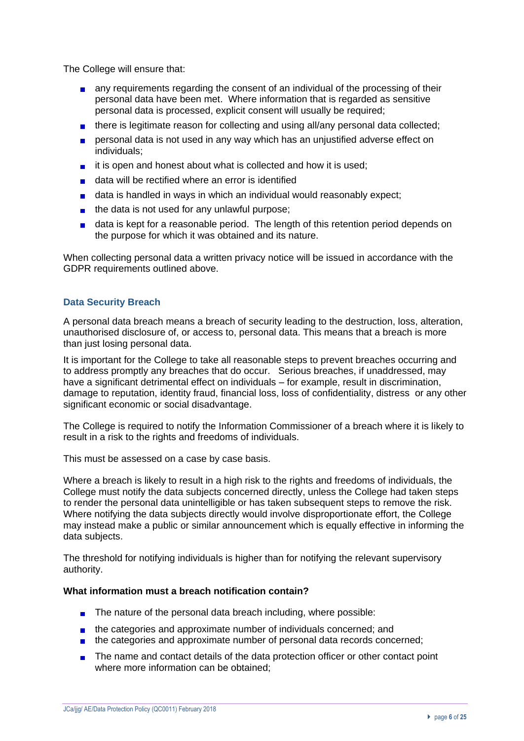The College will ensure that:

- any requirements regarding the consent of an individual of the processing of their personal data have been met. Where information that is regarded as sensitive personal data is processed, explicit consent will usually be required;
- there is legitimate reason for collecting and using all/any personal data collected;
- personal data is not used in any way which has an unjustified adverse effect on individuals;
- it is open and honest about what is collected and how it is used;
- data will be rectified where an error is identified
- data is handled in ways in which an individual would reasonably expect;
- the data is not used for any unlawful purpose;
- data is kept for a reasonable period. The length of this retention period depends on the purpose for which it was obtained and its nature.

When collecting personal data a written privacy notice will be issued in accordance with the GDPR requirements outlined above.

### Data Security Breach

A personal data breach means a breach of security leading to the destruction, loss, alteration, unauthorised disclosure of, or access to, personal data. This means that a breach is more than just losing personal data.

It is important for the College to take all reasonable steps to prevent breaches occurring and to address promptly any breaches that do occur. Serious breaches, if unaddressed, may have a significant detrimental effect on individuals – for example, result in discrimination, damage to reputation, identity fraud, financial loss, loss of confidentiality, distress or any other significant economic or social disadvantage.

The College is required to notify the Information Commissioner of a breach where it is likely to result in a risk to the rights and freedoms of individuals.

This must be assessed on a case by case basis.

Where a breach is likely to result in a high risk to the rights and freedoms of individuals, the College must notify the data subjects concerned directly, unless the College had taken steps to render the personal data unintelligible or has taken subsequent steps to remove the risk. Where notifying the data subjects directly would involve disproportionate effort, the College may instead make a public or similar announcement which is equally effective in informing the data subjects.

The threshold for notifying individuals is higher than for notifying the relevant supervisory authority.

**What information must a breach notification contain?**

- The nature of the personal data breach including, where possible:
- the categories and approximate number of individuals concerned; and
- the categories and approximate number of personal data records concerned;
- The name and contact details of the data protection officer or other contact point where more information can be obtained;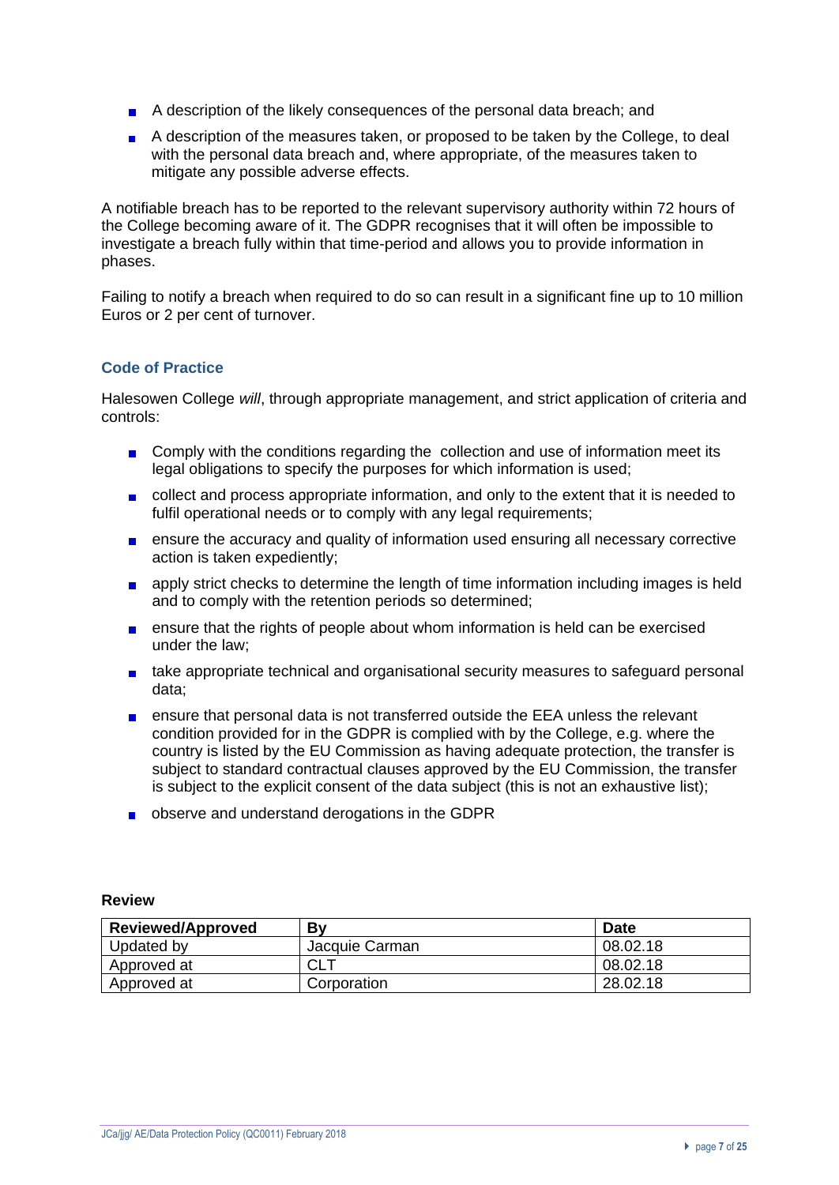- A description of the likely consequences of the personal data breach; and
- A description of the measures taken, or proposed to be taken by the College, to deal with the personal data breach and, where appropriate, of the measures taken to mitigate any possible adverse effects.

A notifiable breach has to be reported to the relevant supervisory authority within 72 hours of the College becoming aware of it. The GDPR recognises that it will often be impossible to investigate a breach fully within that time-period and allows you to provide information in phases.

Failing to notify a breach when required to do so can result in a significant fine up to 10 million Euros or 2 per cent of turnover.

### Code of Practice

Halesowen College *will*, through appropriate management, and strict application of criteria and controls:

- Comply with the conditions regarding the collection and use of information meet its legal obligations to specify the purposes for which information is used;
- collect and process appropriate information, and only to the extent that it is needed to fulfil operational needs or to comply with any legal requirements;
- ensure the accuracy and quality of information used ensuring all necessary corrective action is taken expediently;
- apply strict checks to determine the length of time information including images is held and to comply with the retention periods so determined;
- ensure that the rights of people about whom information is held can be exercised under the law;
- take appropriate technical and organisational security measures to safeguard personal data;
- ensure that personal data is not transferred outside the EEA unless the relevant condition provided for in the GDPR is complied with by the College, e.g. where the country is listed by the EU Commission as having adequate protection, the transfer is subject to standard contractual clauses approved by the EU Commission, the transfer is subject to the explicit consent of the data subject (this is not an exhaustive list);
- observe and understand derogations in the GDPR

**Review**

| Reviewed/Approved | By | Date |
|---|---|---|
| Updated by | Jacquie Carman | 08.02.18 |
| Approved at | CLT | 08.02.18 |
| Approved at | Corporation | 28.02.18 |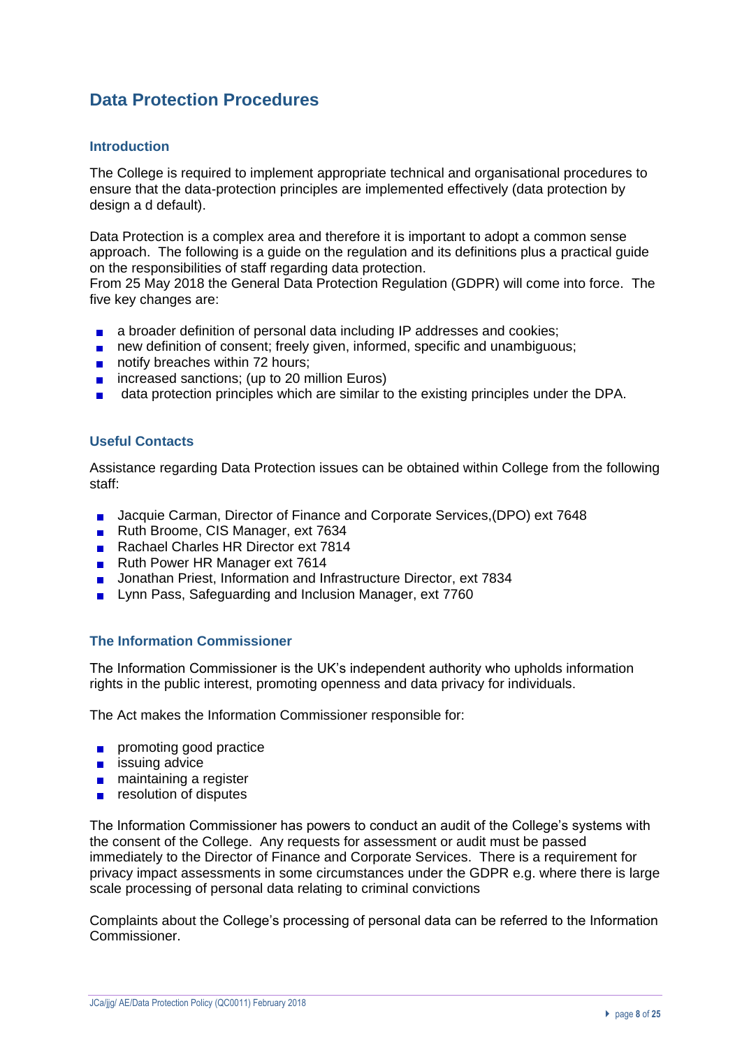## Data Protection Procedures

### Introduction

The College is required to implement appropriate technical and organisational procedures to ensure that the data-protection principles are implemented effectively (data protection by design a d default).

Data Protection is a complex area and therefore it is important to adopt a common sense approach. The following is a guide on the regulation and its definitions plus a practical guide on the responsibilities of staff regarding data protection.
From 25 May 2018 the General Data Protection Regulation (GDPR) will come into force. The five key changes are:

- a broader definition of personal data including IP addresses and cookies;
- new definition of consent; freely given, informed, specific and unambiguous;
- notify breaches within 72 hours;
- increased sanctions; (up to 20 million Euros)
- data protection principles which are similar to the existing principles under the DPA.

### Useful Contacts

Assistance regarding Data Protection issues can be obtained within College from the following staff:

- Jacquie Carman, Director of Finance and Corporate Services,(DPO) ext 7648
- Ruth Broome, CIS Manager, ext 7634
- Rachael Charles HR Director ext 7814
- Ruth Power HR Manager ext 7614
- Jonathan Priest, Information and Infrastructure Director, ext 7834
- Lynn Pass, Safeguarding and Inclusion Manager, ext 7760

### The Information Commissioner

The Information Commissioner is the UK's independent authority who upholds information rights in the public interest, promoting openness and data privacy for individuals.

The Act makes the Information Commissioner responsible for:

- promoting good practice
- issuing advice
- maintaining a register
- resolution of disputes

The Information Commissioner has powers to conduct an audit of the College's systems with the consent of the College. Any requests for assessment or audit must be passed immediately to the Director of Finance and Corporate Services. There is a requirement for privacy impact assessments in some circumstances under the GDPR e.g. where there is large scale processing of personal data relating to criminal convictions

Complaints about the College's processing of personal data can be referred to the Information Commissioner.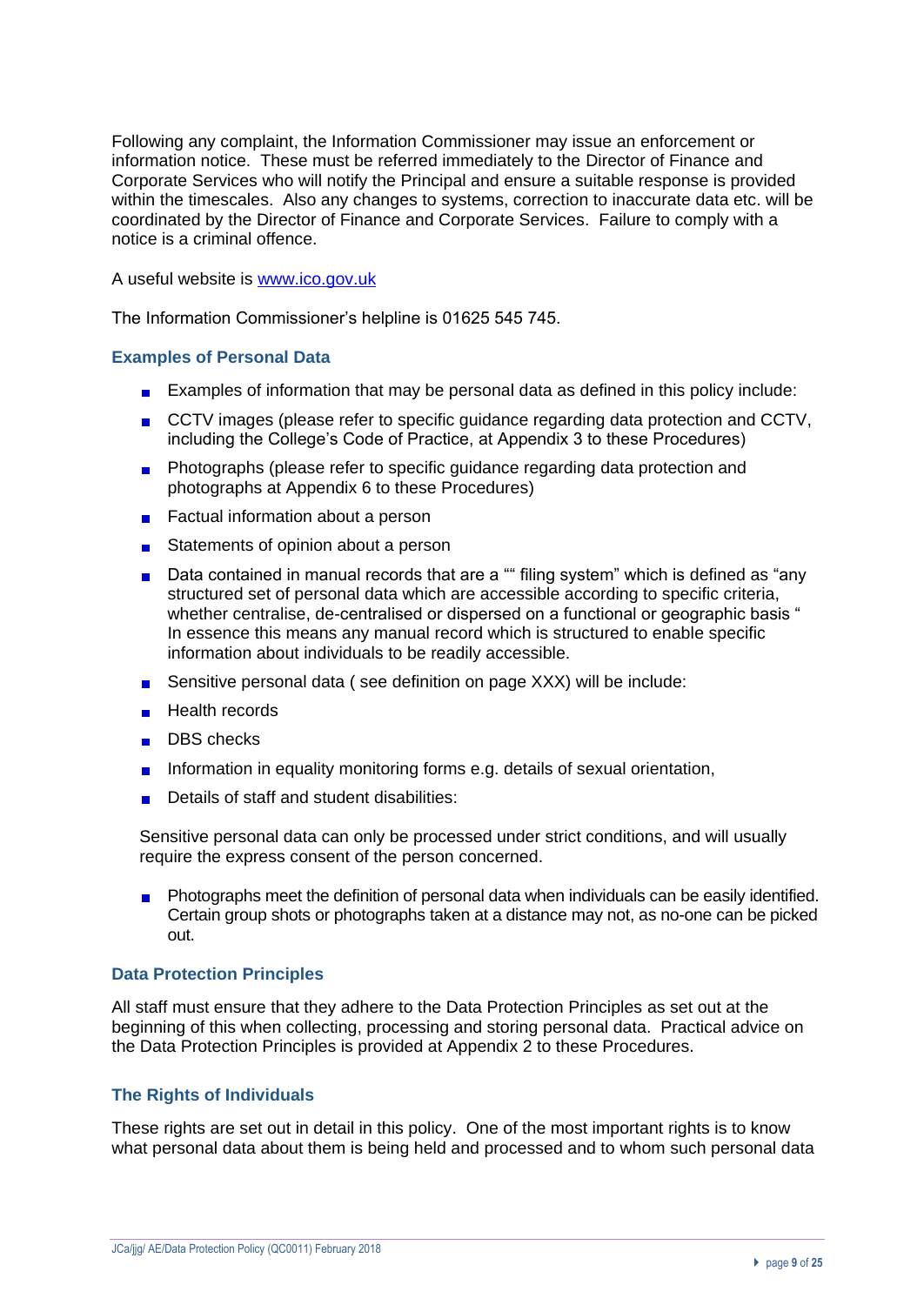Following any complaint, the Information Commissioner may issue an enforcement or information notice. These must be referred immediately to the Director of Finance and Corporate Services who will notify the Principal and ensure a suitable response is provided within the timescales. Also any changes to systems, correction to inaccurate data etc. will be coordinated by the Director of Finance and Corporate Services. Failure to comply with a notice is a criminal offence.

A useful website is [www.ico.gov.uk](http://www.ico.gov.uk)

The Information Commissioner's helpline is 01625 545 745.

### Examples of Personal Data

- Examples of information that may be personal data as defined in this policy include:
- CCTV images (please refer to specific guidance regarding data protection and CCTV, including the College's Code of Practice, at Appendix 3 to these Procedures)
- Photographs (please refer to specific guidance regarding data protection and photographs at Appendix 6 to these Procedures)
- Factual information about a person
- Statements of opinion about a person
- Data contained in manual records that are a "" filing system" which is defined as "any structured set of personal data which are accessible according to specific criteria, whether centralise, de-centralised or dispersed on a functional or geographic basis " In essence this means any manual record which is structured to enable specific information about individuals to be readily accessible.
- Sensitive personal data ( see definition on page XXX) will be include:
- Health records
- DBS checks
- Information in equality monitoring forms e.g. details of sexual orientation,
- Details of staff and student disabilities:

Sensitive personal data can only be processed under strict conditions, and will usually require the express consent of the person concerned.

- Photographs meet the definition of personal data when individuals can be easily identified. Certain group shots or photographs taken at a distance may not, as no-one can be picked out.

### Data Protection Principles

All staff must ensure that they adhere to the Data Protection Principles as set out at the beginning of this when collecting, processing and storing personal data. Practical advice on the Data Protection Principles is provided at Appendix 2 to these Procedures.

### The Rights of Individuals

These rights are set out in detail in this policy. One of the most important rights is to know what personal data about them is being held and processed and to whom such personal data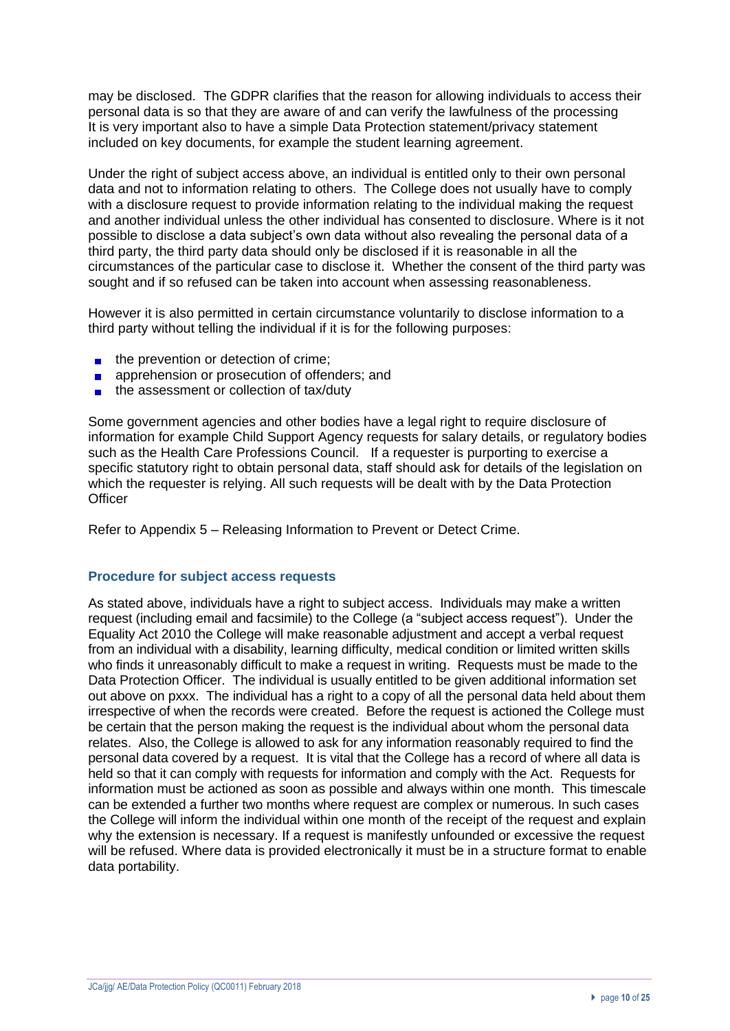may be disclosed. The GDPR clarifies that the reason for allowing individuals to access their personal data is so that they are aware of and can verify the lawfulness of the processing It is very important also to have a simple Data Protection statement/privacy statement included on key documents, for example the student learning agreement.

Under the right of subject access above, an individual is entitled only to their own personal data and not to information relating to others. The College does not usually have to comply with a disclosure request to provide information relating to the individual making the request and another individual unless the other individual has consented to disclosure. Where is it not possible to disclose a data subject's own data without also revealing the personal data of a third party, the third party data should only be disclosed if it is reasonable in all the circumstances of the particular case to disclose it. Whether the consent of the third party was sought and if so refused can be taken into account when assessing reasonableness.

However it is also permitted in certain circumstance voluntarily to disclose information to a third party without telling the individual if it is for the following purposes:

- the prevention or detection of crime;
- apprehension or prosecution of offenders; and
- the assessment or collection of tax/duty

Some government agencies and other bodies have a legal right to require disclosure of information for example Child Support Agency requests for salary details, or regulatory bodies such as the Health Care Professions Council. If a requester is purporting to exercise a specific statutory right to obtain personal data, staff should ask for details of the legislation on which the requester is relying. All such requests will be dealt with by the Data Protection Officer

Refer to Appendix 5 – Releasing Information to Prevent or Detect Crime.

### Procedure for subject access requests

As stated above, individuals have a right to subject access. Individuals may make a written request (including email and facsimile) to the College (a "subject access request"). Under the Equality Act 2010 the College will make reasonable adjustment and accept a verbal request from an individual with a disability, learning difficulty, medical condition or limited written skills who finds it unreasonably difficult to make a request in writing. Requests must be made to the Data Protection Officer. The individual is usually entitled to be given additional information set out above on pxxx. The individual has a right to a copy of all the personal data held about them irrespective of when the records were created. Before the request is actioned the College must be certain that the person making the request is the individual about whom the personal data relates. Also, the College is allowed to ask for any information reasonably required to find the personal data covered by a request. It is vital that the College has a record of where all data is held so that it can comply with requests for information and comply with the Act. Requests for information must be actioned as soon as possible and always within one month. This timescale can be extended a further two months where request are complex or numerous. In such cases the College will inform the individual within one month of the receipt of the request and explain why the extension is necessary. If a request is manifestly unfounded or excessive the request will be refused. Where data is provided electronically it must be in a structure format to enable data portability.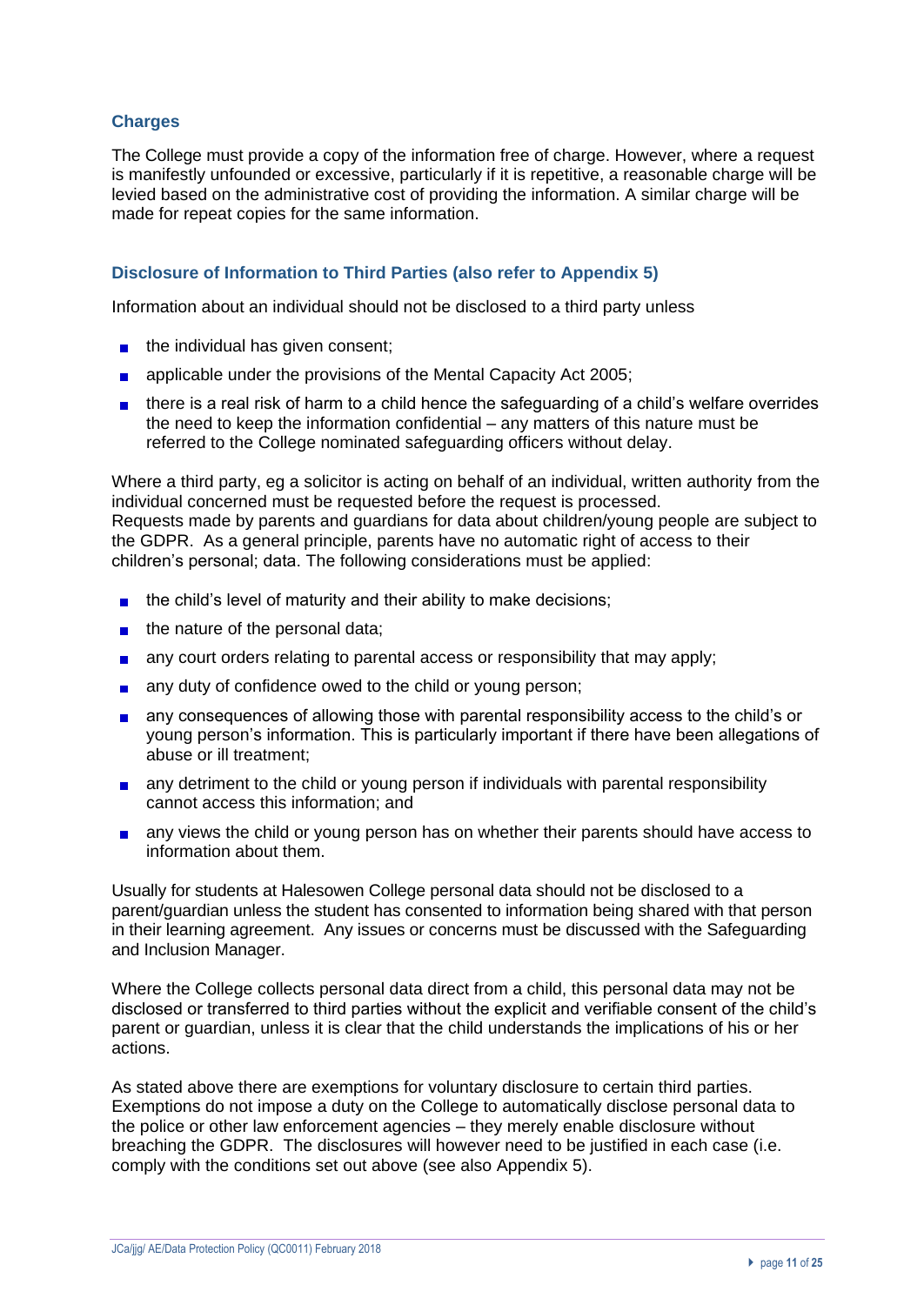### Charges

The College must provide a copy of the information free of charge. However, where a request is manifestly unfounded or excessive, particularly if it is repetitive, a reasonable charge will be levied based on the administrative cost of providing the information. A similar charge will be made for repeat copies for the same information.

### Disclosure of Information to Third Parties (also refer to Appendix 5)

Information about an individual should not be disclosed to a third party unless

- the individual has given consent;
- applicable under the provisions of the Mental Capacity Act 2005;
- there is a real risk of harm to a child hence the safeguarding of a child's welfare overrides the need to keep the information confidential – any matters of this nature must be referred to the College nominated safeguarding officers without delay.

Where a third party, eg a solicitor is acting on behalf of an individual, written authority from the individual concerned must be requested before the request is processed.
Requests made by parents and guardians for data about children/young people are subject to the GDPR. As a general principle, parents have no automatic right of access to their children's personal; data. The following considerations must be applied:

- the child's level of maturity and their ability to make decisions;
- the nature of the personal data;
- any court orders relating to parental access or responsibility that may apply;
- any duty of confidence owed to the child or young person;
- any consequences of allowing those with parental responsibility access to the child's or young person's information. This is particularly important if there have been allegations of abuse or ill treatment;
- any detriment to the child or young person if individuals with parental responsibility cannot access this information; and
- any views the child or young person has on whether their parents should have access to information about them.

Usually for students at Halesowen College personal data should not be disclosed to a parent/guardian unless the student has consented to information being shared with that person in their learning agreement. Any issues or concerns must be discussed with the Safeguarding and Inclusion Manager.

Where the College collects personal data direct from a child, this personal data may not be disclosed or transferred to third parties without the explicit and verifiable consent of the child's parent or guardian, unless it is clear that the child understands the implications of his or her actions.

As stated above there are exemptions for voluntary disclosure to certain third parties. Exemptions do not impose a duty on the College to automatically disclose personal data to the police or other law enforcement agencies – they merely enable disclosure without breaching the GDPR. The disclosures will however need to be justified in each case (i.e. comply with the conditions set out above (see also Appendix 5).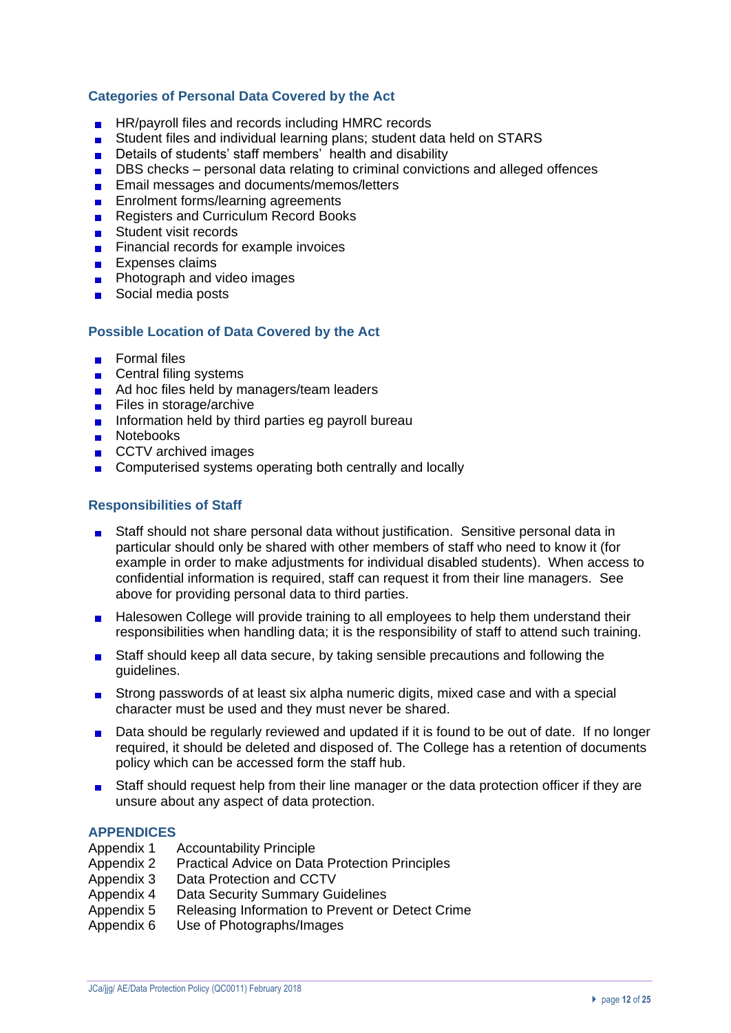### Categories of Personal Data Covered by the Act

- HR/payroll files and records including HMRC records
- Student files and individual learning plans; student data held on STARS
- Details of students' staff members' health and disability
- DBS checks – personal data relating to criminal convictions and alleged offences
- Email messages and documents/memos/letters
- Enrolment forms/learning agreements
- Registers and Curriculum Record Books
- Student visit records
- Financial records for example invoices
- Expenses claims
- Photograph and video images
- Social media posts

### Possible Location of Data Covered by the Act

- Formal files
- Central filing systems
- Ad hoc files held by managers/team leaders
- Files in storage/archive
- Information held by third parties eg payroll bureau
- Notebooks
- CCTV archived images
- Computerised systems operating both centrally and locally

### Responsibilities of Staff

- Staff should not share personal data without justification. Sensitive personal data in particular should only be shared with other members of staff who need to know it (for example in order to make adjustments for individual disabled students). When access to confidential information is required, staff can request it from their line managers. See above for providing personal data to third parties.

- Halesowen College will provide training to all employees to help them understand their responsibilities when handling data; it is the responsibility of staff to attend such training.

- Staff should keep all data secure, by taking sensible precautions and following the guidelines.

- Strong passwords of at least six alpha numeric digits, mixed case and with a special character must be used and they must never be shared.

- Data should be regularly reviewed and updated if it is found to be out of date. If no longer required, it should be deleted and disposed of. The College has a retention of documents policy which can be accessed form the staff hub.

- Staff should request help from their line manager or the data protection officer if they are unsure about any aspect of data protection.

### APPENDICES

Appendix 1 Accountability Principle
Appendix 2 Practical Advice on Data Protection Principles
Appendix 3 Data Protection and CCTV
Appendix 4 Data Security Summary Guidelines
Appendix 5 Releasing Information to Prevent or Detect Crime
Appendix 6 Use of Photographs/Images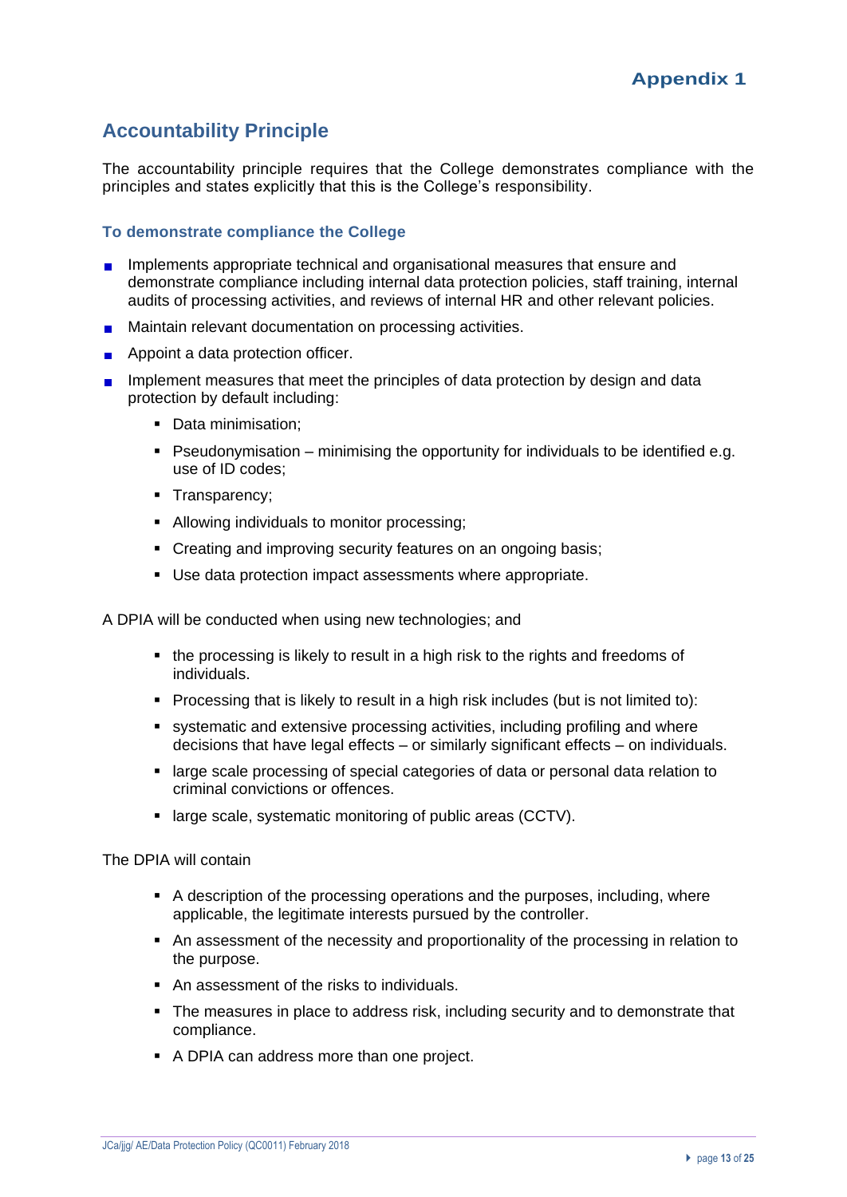# Appendix 1

## Accountability Principle

The accountability principle requires that the College demonstrates compliance with the principles and states explicitly that this is the College's responsibility.

### To demonstrate compliance the College

- Implements appropriate technical and organisational measures that ensure and demonstrate compliance including internal data protection policies, staff training, internal audits of processing activities, and reviews of internal HR and other relevant policies.
- Maintain relevant documentation on processing activities.
- Appoint a data protection officer.
- Implement measures that meet the principles of data protection by design and data protection by default including:
  - Data minimisation;
  - Pseudonymisation – minimising the opportunity for individuals to be identified e.g. use of ID codes;
  - Transparency;
  - Allowing individuals to monitor processing;
  - Creating and improving security features on an ongoing basis;
  - Use data protection impact assessments where appropriate.

A DPIA will be conducted when using new technologies; and

- the processing is likely to result in a high risk to the rights and freedoms of individuals.
- Processing that is likely to result in a high risk includes (but is not limited to):
- systematic and extensive processing activities, including profiling and where decisions that have legal effects – or similarly significant effects – on individuals.
- large scale processing of special categories of data or personal data relation to criminal convictions or offences.
- large scale, systematic monitoring of public areas (CCTV).

The DPIA will contain

- A description of the processing operations and the purposes, including, where applicable, the legitimate interests pursued by the controller.
- An assessment of the necessity and proportionality of the processing in relation to the purpose.
- An assessment of the risks to individuals.
- The measures in place to address risk, including security and to demonstrate that compliance.
- A DPIA can address more than one project.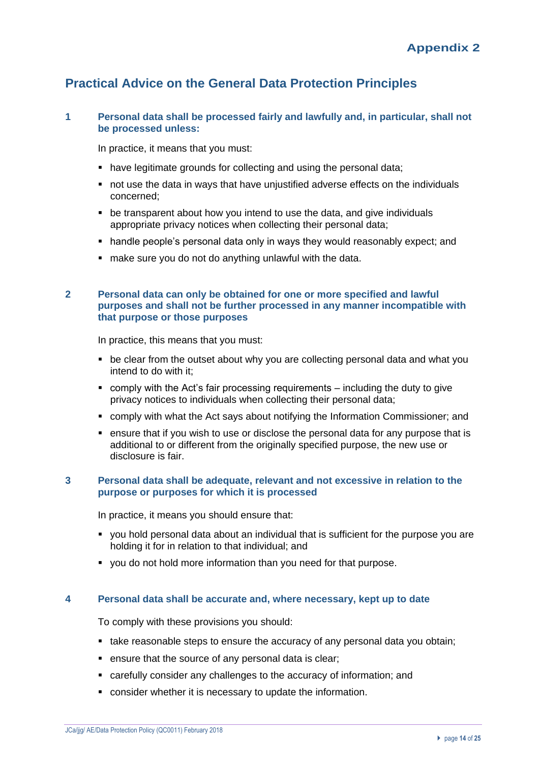# Appendix 2

## Practical Advice on the General Data Protection Principles

### 1 Personal data shall be processed fairly and lawfully and, in particular, shall not be processed unless:

In practice, it means that you must:

- have legitimate grounds for collecting and using the personal data;
- not use the data in ways that have unjustified adverse effects on the individuals concerned;
- be transparent about how you intend to use the data, and give individuals appropriate privacy notices when collecting their personal data;
- handle people's personal data only in ways they would reasonably expect; and
- make sure you do not do anything unlawful with the data.

### 2 Personal data can only be obtained for one or more specified and lawful purposes and shall not be further processed in any manner incompatible with that purpose or those purposes

In practice, this means that you must:

- be clear from the outset about why you are collecting personal data and what you intend to do with it;
- comply with the Act's fair processing requirements – including the duty to give privacy notices to individuals when collecting their personal data;
- comply with what the Act says about notifying the Information Commissioner; and
- ensure that if you wish to use or disclose the personal data for any purpose that is additional to or different from the originally specified purpose, the new use or disclosure is fair.

### 3 Personal data shall be adequate, relevant and not excessive in relation to the purpose or purposes for which it is processed

In practice, it means you should ensure that:

- you hold personal data about an individual that is sufficient for the purpose you are holding it for in relation to that individual; and
- you do not hold more information than you need for that purpose.

### 4 Personal data shall be accurate and, where necessary, kept up to date

To comply with these provisions you should:

- take reasonable steps to ensure the accuracy of any personal data you obtain;
- ensure that the source of any personal data is clear;
- carefully consider any challenges to the accuracy of information; and
- consider whether it is necessary to update the information.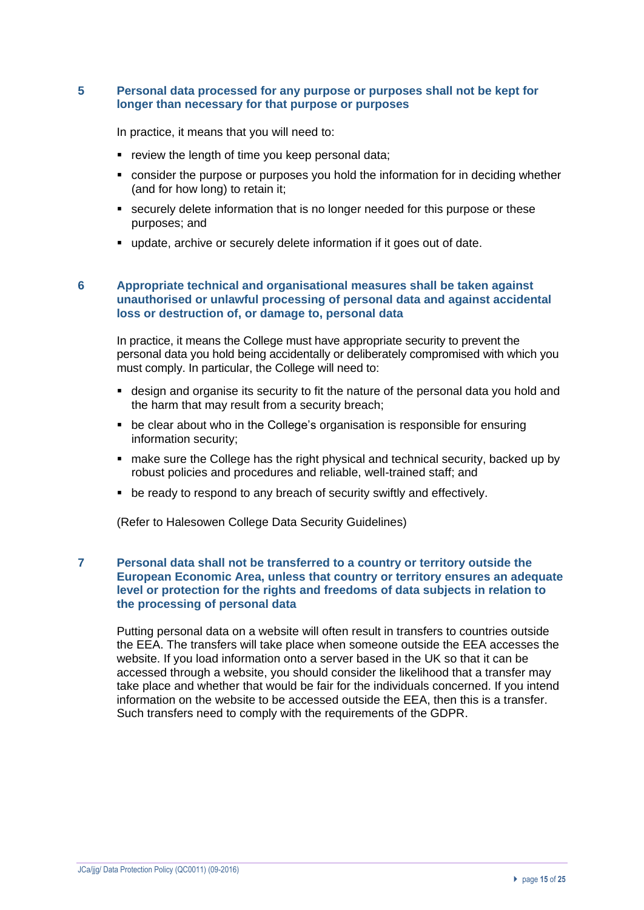### 5 Personal data processed for any purpose or purposes shall not be kept for longer than necessary for that purpose or purposes

In practice, it means that you will need to:

- review the length of time you keep personal data;
- consider the purpose or purposes you hold the information for in deciding whether (and for how long) to retain it;
- securely delete information that is no longer needed for this purpose or these purposes; and
- update, archive or securely delete information if it goes out of date.

### 6 Appropriate technical and organisational measures shall be taken against unauthorised or unlawful processing of personal data and against accidental loss or destruction of, or damage to, personal data

In practice, it means the College must have appropriate security to prevent the personal data you hold being accidentally or deliberately compromised with which you must comply. In particular, the College will need to:

- design and organise its security to fit the nature of the personal data you hold and the harm that may result from a security breach;
- be clear about who in the College's organisation is responsible for ensuring information security;
- make sure the College has the right physical and technical security, backed up by robust policies and procedures and reliable, well-trained staff; and
- be ready to respond to any breach of security swiftly and effectively.

(Refer to Halesowen College Data Security Guidelines)

### 7 Personal data shall not be transferred to a country or territory outside the European Economic Area, unless that country or territory ensures an adequate level or protection for the rights and freedoms of data subjects in relation to the processing of personal data

Putting personal data on a website will often result in transfers to countries outside the EEA. The transfers will take place when someone outside the EEA accesses the website. If you load information onto a server based in the UK so that it can be accessed through a website, you should consider the likelihood that a transfer may take place and whether that would be fair for the individuals concerned. If you intend information on the website to be accessed outside the EEA, then this is a transfer. Such transfers need to comply with the requirements of the GDPR.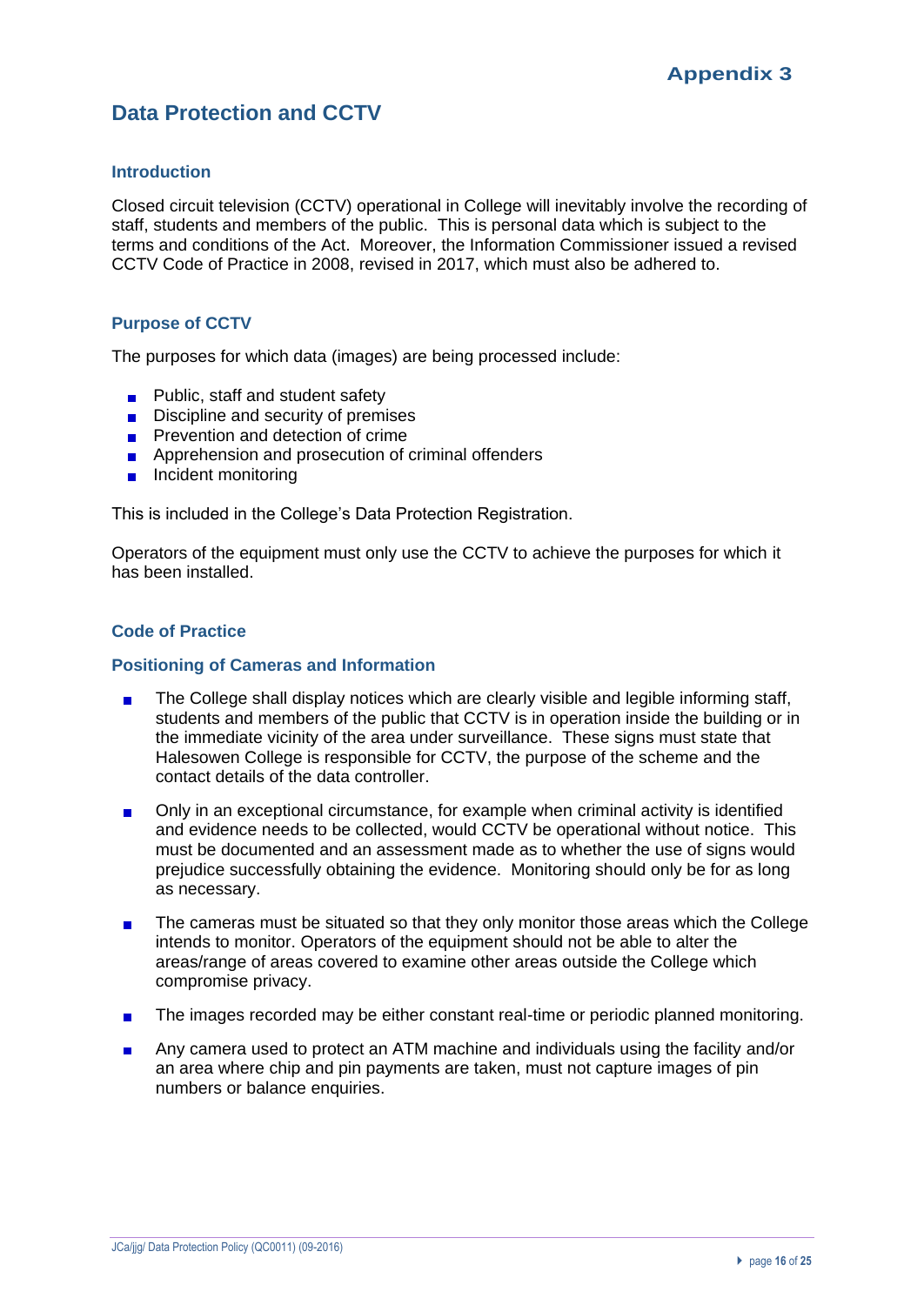**Appendix 3**

## Data Protection and CCTV

### Introduction

Closed circuit television (CCTV) operational in College will inevitably involve the recording of staff, students and members of the public. This is personal data which is subject to the terms and conditions of the Act. Moreover, the Information Commissioner issued a revised CCTV Code of Practice in 2008, revised in 2017, which must also be adhered to.

### Purpose of CCTV

The purposes for which data (images) are being processed include:

- Public, staff and student safety
- Discipline and security of premises
- Prevention and detection of crime
- Apprehension and prosecution of criminal offenders
- Incident monitoring

This is included in the College's Data Protection Registration.

Operators of the equipment must only use the CCTV to achieve the purposes for which it has been installed.

### Code of Practice

### Positioning of Cameras and Information

- The College shall display notices which are clearly visible and legible informing staff, students and members of the public that CCTV is in operation inside the building or in the immediate vicinity of the area under surveillance. These signs must state that Halesowen College is responsible for CCTV, the purpose of the scheme and the contact details of the data controller.

- Only in an exceptional circumstance, for example when criminal activity is identified and evidence needs to be collected, would CCTV be operational without notice. This must be documented and an assessment made as to whether the use of signs would prejudice successfully obtaining the evidence. Monitoring should only be for as long as necessary.

- The cameras must be situated so that they only monitor those areas which the College intends to monitor. Operators of the equipment should not be able to alter the areas/range of areas covered to examine other areas outside the College which compromise privacy.

- The images recorded may be either constant real-time or periodic planned monitoring.

- Any camera used to protect an ATM machine and individuals using the facility and/or an area where chip and pin payments are taken, must not capture images of pin numbers or balance enquiries.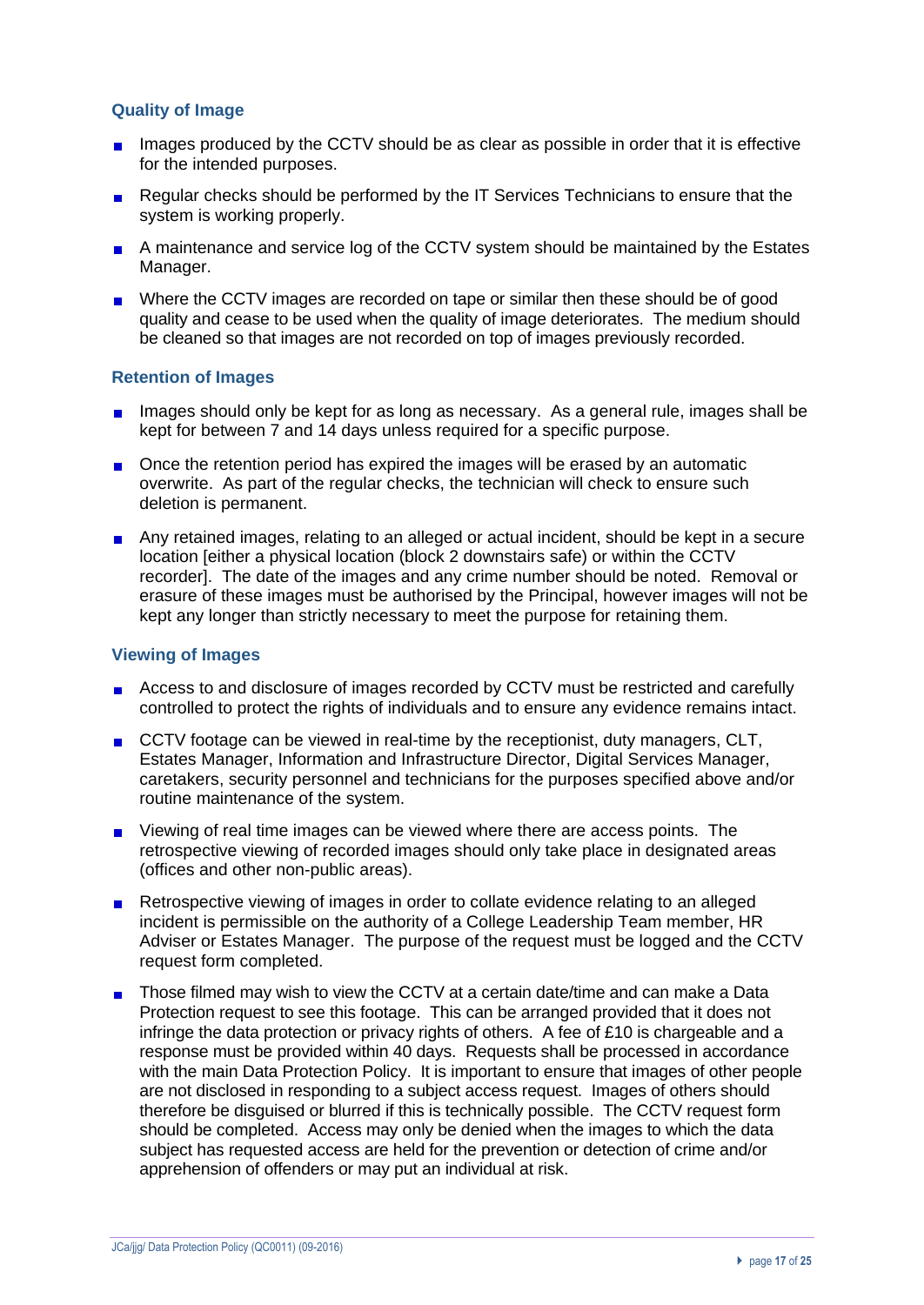### Quality of Image

- Images produced by the CCTV should be as clear as possible in order that it is effective for the intended purposes.
- Regular checks should be performed by the IT Services Technicians to ensure that the system is working properly.
- A maintenance and service log of the CCTV system should be maintained by the Estates Manager.
- Where the CCTV images are recorded on tape or similar then these should be of good quality and cease to be used when the quality of image deteriorates. The medium should be cleaned so that images are not recorded on top of images previously recorded.

### Retention of Images

- Images should only be kept for as long as necessary. As a general rule, images shall be kept for between 7 and 14 days unless required for a specific purpose.
- Once the retention period has expired the images will be erased by an automatic overwrite. As part of the regular checks, the technician will check to ensure such deletion is permanent.
- Any retained images, relating to an alleged or actual incident, should be kept in a secure location [either a physical location (block 2 downstairs safe) or within the CCTV recorder]. The date of the images and any crime number should be noted. Removal or erasure of these images must be authorised by the Principal, however images will not be kept any longer than strictly necessary to meet the purpose for retaining them.

### Viewing of Images

- Access to and disclosure of images recorded by CCTV must be restricted and carefully controlled to protect the rights of individuals and to ensure any evidence remains intact.
- CCTV footage can be viewed in real-time by the receptionist, duty managers, CLT, Estates Manager, Information and Infrastructure Director, Digital Services Manager, caretakers, security personnel and technicians for the purposes specified above and/or routine maintenance of the system.
- Viewing of real time images can be viewed where there are access points. The retrospective viewing of recorded images should only take place in designated areas (offices and other non-public areas).
- Retrospective viewing of images in order to collate evidence relating to an alleged incident is permissible on the authority of a College Leadership Team member, HR Adviser or Estates Manager. The purpose of the request must be logged and the CCTV request form completed.
- Those filmed may wish to view the CCTV at a certain date/time and can make a Data Protection request to see this footage. This can be arranged provided that it does not infringe the data protection or privacy rights of others. A fee of £10 is chargeable and a response must be provided within 40 days. Requests shall be processed in accordance with the main Data Protection Policy. It is important to ensure that images of other people are not disclosed in responding to a subject access request. Images of others should therefore be disguised or blurred if this is technically possible. The CCTV request form should be completed. Access may only be denied when the images to which the data subject has requested access are held for the prevention or detection of crime and/or apprehension of offenders or may put an individual at risk.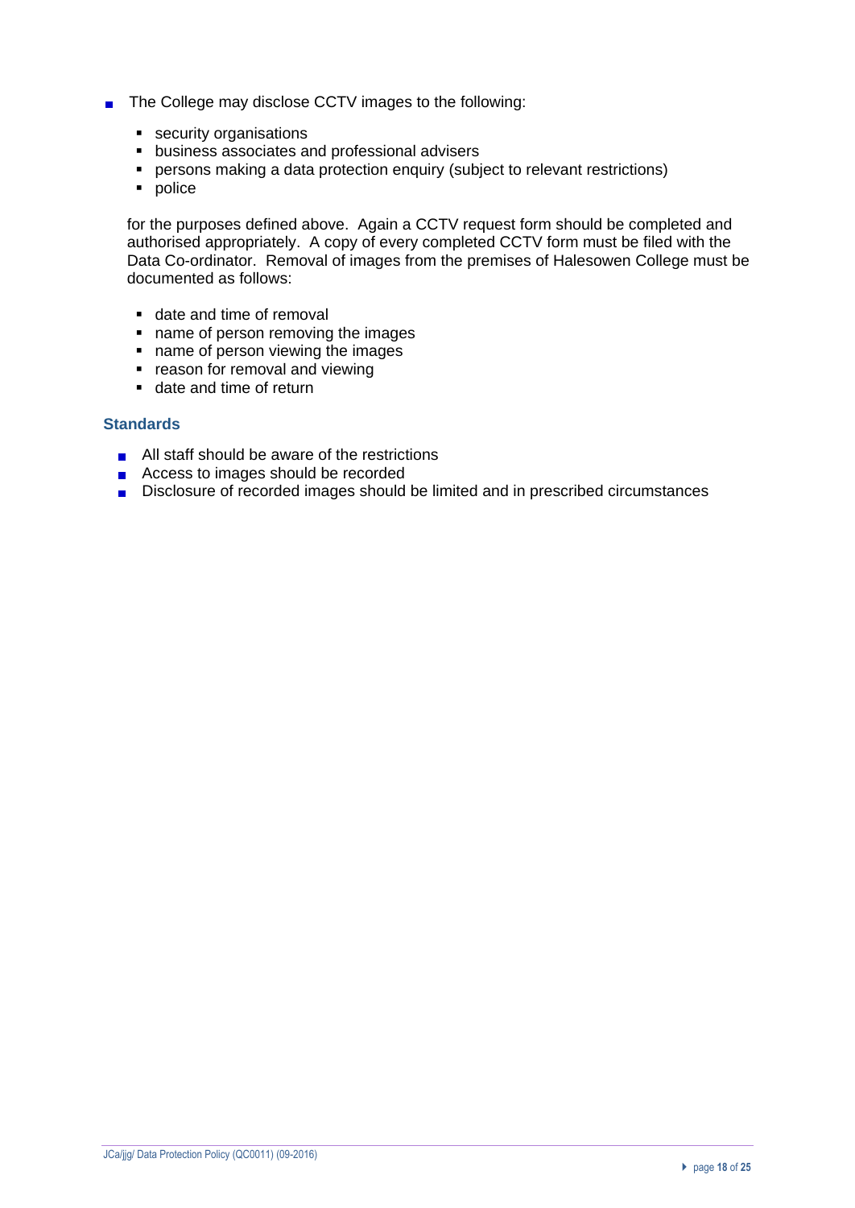- The College may disclose CCTV images to the following:

  - security organisations
  - business associates and professional advisers
  - persons making a data protection enquiry (subject to relevant restrictions)
  - police

  for the purposes defined above. Again a CCTV request form should be completed and authorised appropriately. A copy of every completed CCTV form must be filed with the Data Co-ordinator. Removal of images from the premises of Halesowen College must be documented as follows:

  - date and time of removal
  - name of person removing the images
  - name of person viewing the images
  - reason for removal and viewing
  - date and time of return

### Standards

- All staff should be aware of the restrictions
- Access to images should be recorded
- Disclosure of recorded images should be limited and in prescribed circumstances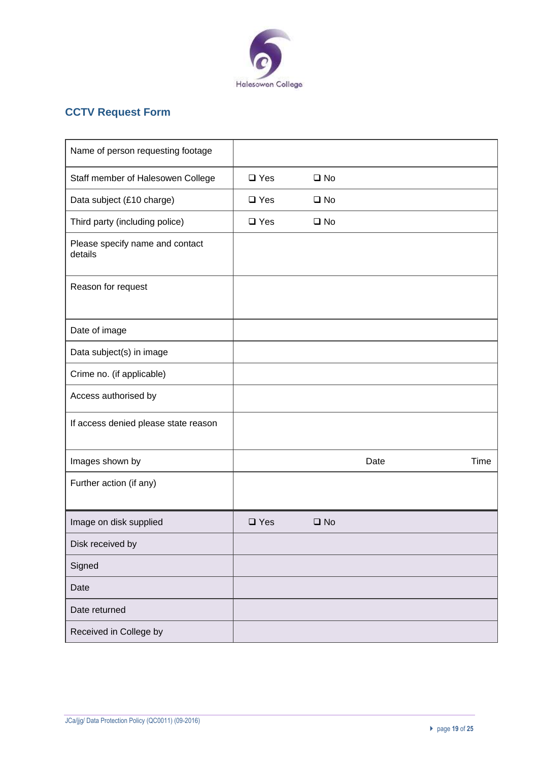## CCTV Request Form

| | |
|---|---|
| Name of person requesting footage | |
| Staff member of Halesowen College | ❑ Yes ❑ No |
| Data subject (£10 charge) | ❑ Yes ❑ No |
| Third party (including police) | ❑ Yes ❑ No |
| Please specify name and contact details | |
| Reason for request | |
| Date of image | |
| Data subject(s) in image | |
| Crime no. (if applicable) | |
| Access authorised by | |
| If access denied please state reason | |
| Images shown by | Date Time |
| Further action (if any) | |
| Image on disk supplied | ❑ Yes ❑ No |
| Disk received by | |
| Signed | |
| Date | |
| Date returned | |
| Received in College by | |

JCa/jjg/ Data Protection Policy (QC0011) (09-2016)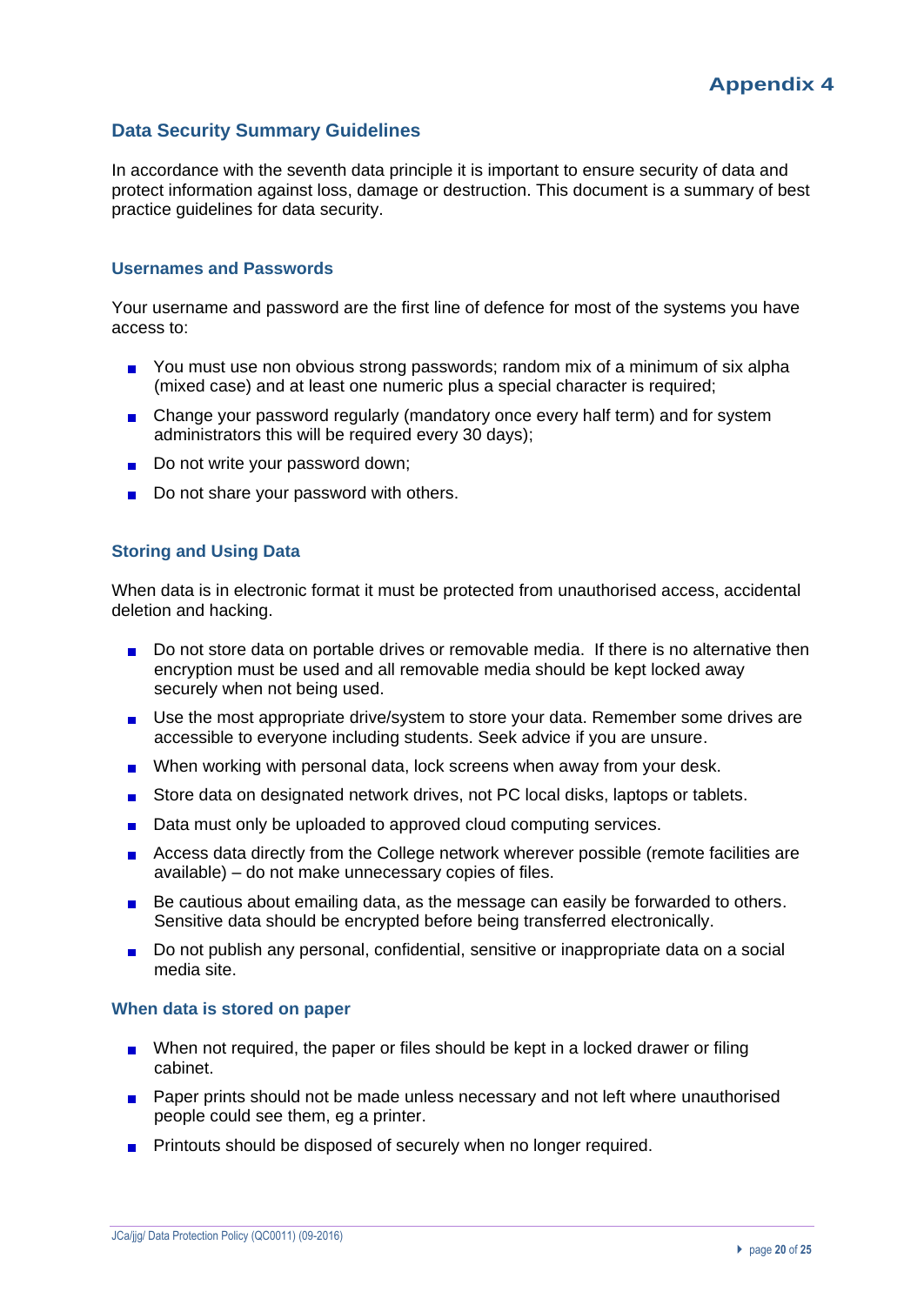# Appendix 4

## Data Security Summary Guidelines

In accordance with the seventh data principle it is important to ensure security of data and protect information against loss, damage or destruction. This document is a summary of best practice guidelines for data security.

### Usernames and Passwords

Your username and password are the first line of defence for most of the systems you have access to:

- You must use non obvious strong passwords; random mix of a minimum of six alpha (mixed case) and at least one numeric plus a special character is required;
- Change your password regularly (mandatory once every half term) and for system administrators this will be required every 30 days);
- Do not write your password down;
- Do not share your password with others.

### Storing and Using Data

When data is in electronic format it must be protected from unauthorised access, accidental deletion and hacking.

- Do not store data on portable drives or removable media. If there is no alternative then encryption must be used and all removable media should be kept locked away securely when not being used.
- Use the most appropriate drive/system to store your data. Remember some drives are accessible to everyone including students. Seek advice if you are unsure.
- When working with personal data, lock screens when away from your desk.
- Store data on designated network drives, not PC local disks, laptops or tablets.
- Data must only be uploaded to approved cloud computing services.
- Access data directly from the College network wherever possible (remote facilities are available) – do not make unnecessary copies of files.
- Be cautious about emailing data, as the message can easily be forwarded to others. Sensitive data should be encrypted before being transferred electronically.
- Do not publish any personal, confidential, sensitive or inappropriate data on a social media site.

### When data is stored on paper

- When not required, the paper or files should be kept in a locked drawer or filing cabinet.
- Paper prints should not be made unless necessary and not left where unauthorised people could see them, eg a printer.
- Printouts should be disposed of securely when no longer required.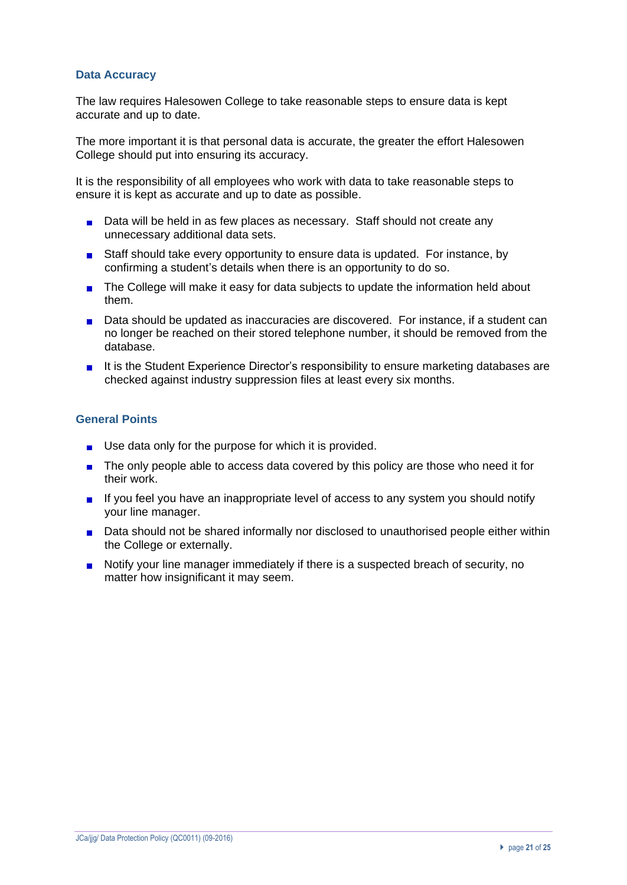### Data Accuracy

The law requires Halesowen College to take reasonable steps to ensure data is kept accurate and up to date.

The more important it is that personal data is accurate, the greater the effort Halesowen College should put into ensuring its accuracy.

It is the responsibility of all employees who work with data to take reasonable steps to ensure it is kept as accurate and up to date as possible.

- Data will be held in as few places as necessary. Staff should not create any unnecessary additional data sets.
- Staff should take every opportunity to ensure data is updated. For instance, by confirming a student's details when there is an opportunity to do so.
- The College will make it easy for data subjects to update the information held about them.
- Data should be updated as inaccuracies are discovered. For instance, if a student can no longer be reached on their stored telephone number, it should be removed from the database.
- It is the Student Experience Director's responsibility to ensure marketing databases are checked against industry suppression files at least every six months.

### General Points

- Use data only for the purpose for which it is provided.
- The only people able to access data covered by this policy are those who need it for their work.
- If you feel you have an inappropriate level of access to any system you should notify your line manager.
- Data should not be shared informally nor disclosed to unauthorised people either within the College or externally.
- Notify your line manager immediately if there is a suspected breach of security, no matter how insignificant it may seem.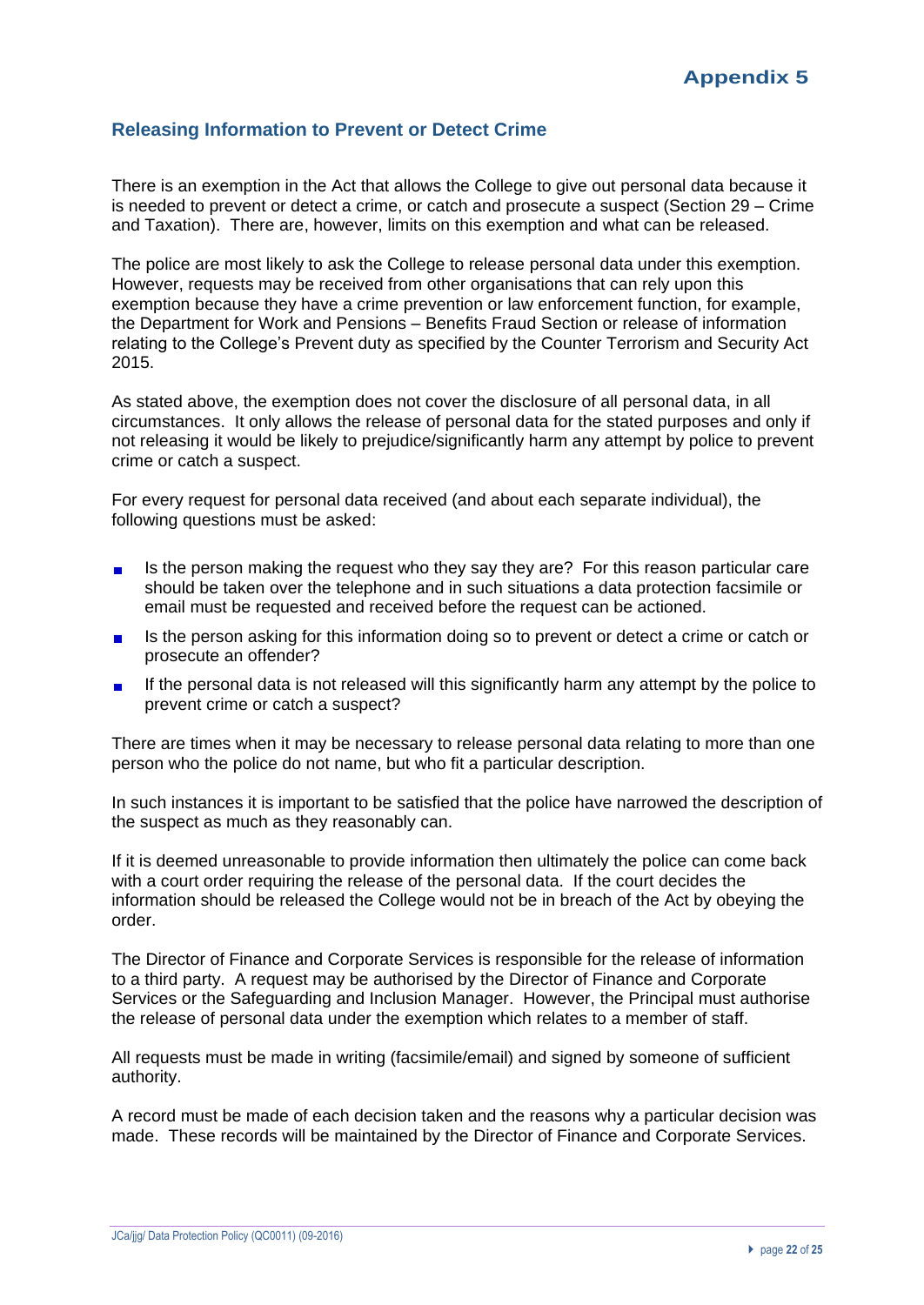# Appendix 5

## Releasing Information to Prevent or Detect Crime

There is an exemption in the Act that allows the College to give out personal data because it is needed to prevent or detect a crime, or catch and prosecute a suspect (Section 29 – Crime and Taxation). There are, however, limits on this exemption and what can be released.

The police are most likely to ask the College to release personal data under this exemption. However, requests may be received from other organisations that can rely upon this exemption because they have a crime prevention or law enforcement function, for example, the Department for Work and Pensions – Benefits Fraud Section or release of information relating to the College's Prevent duty as specified by the Counter Terrorism and Security Act 2015.

As stated above, the exemption does not cover the disclosure of all personal data, in all circumstances. It only allows the release of personal data for the stated purposes and only if not releasing it would be likely to prejudice/significantly harm any attempt by police to prevent crime or catch a suspect.

For every request for personal data received (and about each separate individual), the following questions must be asked:

- Is the person making the request who they say they are? For this reason particular care should be taken over the telephone and in such situations a data protection facsimile or email must be requested and received before the request can be actioned.
- Is the person asking for this information doing so to prevent or detect a crime or catch or prosecute an offender?
- If the personal data is not released will this significantly harm any attempt by the police to prevent crime or catch a suspect?

There are times when it may be necessary to release personal data relating to more than one person who the police do not name, but who fit a particular description.

In such instances it is important to be satisfied that the police have narrowed the description of the suspect as much as they reasonably can.

If it is deemed unreasonable to provide information then ultimately the police can come back with a court order requiring the release of the personal data. If the court decides the information should be released the College would not be in breach of the Act by obeying the order.

The Director of Finance and Corporate Services is responsible for the release of information to a third party. A request may be authorised by the Director of Finance and Corporate Services or the Safeguarding and Inclusion Manager. However, the Principal must authorise the release of personal data under the exemption which relates to a member of staff.

All requests must be made in writing (facsimile/email) and signed by someone of sufficient authority.

A record must be made of each decision taken and the reasons why a particular decision was made. These records will be maintained by the Director of Finance and Corporate Services.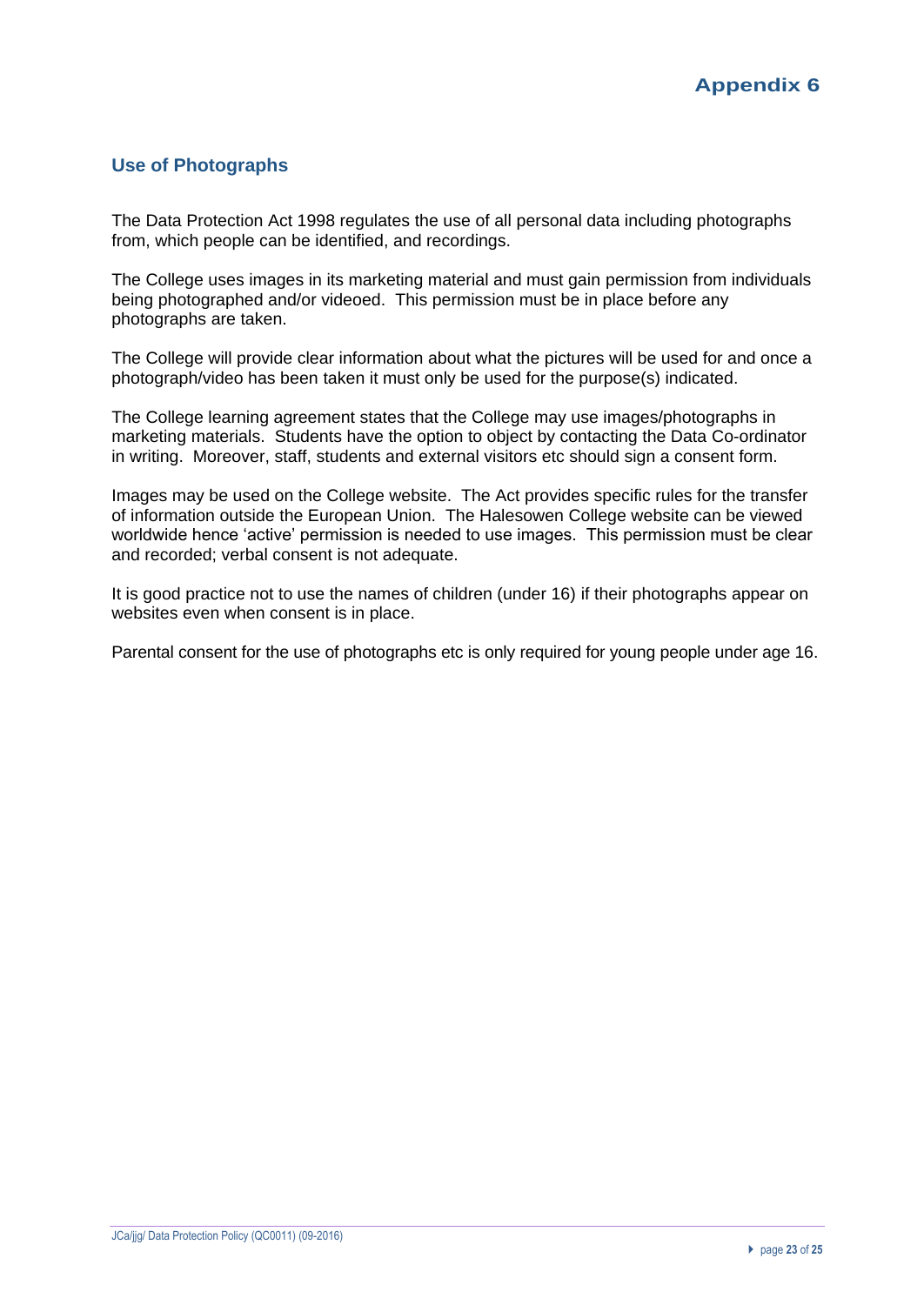# Appendix 6

## Use of Photographs

The Data Protection Act 1998 regulates the use of all personal data including photographs from, which people can be identified, and recordings.

The College uses images in its marketing material and must gain permission from individuals being photographed and/or videoed. This permission must be in place before any photographs are taken.

The College will provide clear information about what the pictures will be used for and once a photograph/video has been taken it must only be used for the purpose(s) indicated.

The College learning agreement states that the College may use images/photographs in marketing materials. Students have the option to object by contacting the Data Co-ordinator in writing. Moreover, staff, students and external visitors etc should sign a consent form.

Images may be used on the College website. The Act provides specific rules for the transfer of information outside the European Union. The Halesowen College website can be viewed worldwide hence 'active' permission is needed to use images. This permission must be clear and recorded; verbal consent is not adequate.

It is good practice not to use the names of children (under 16) if their photographs appear on websites even when consent is in place.

Parental consent for the use of photographs etc is only required for young people under age 16.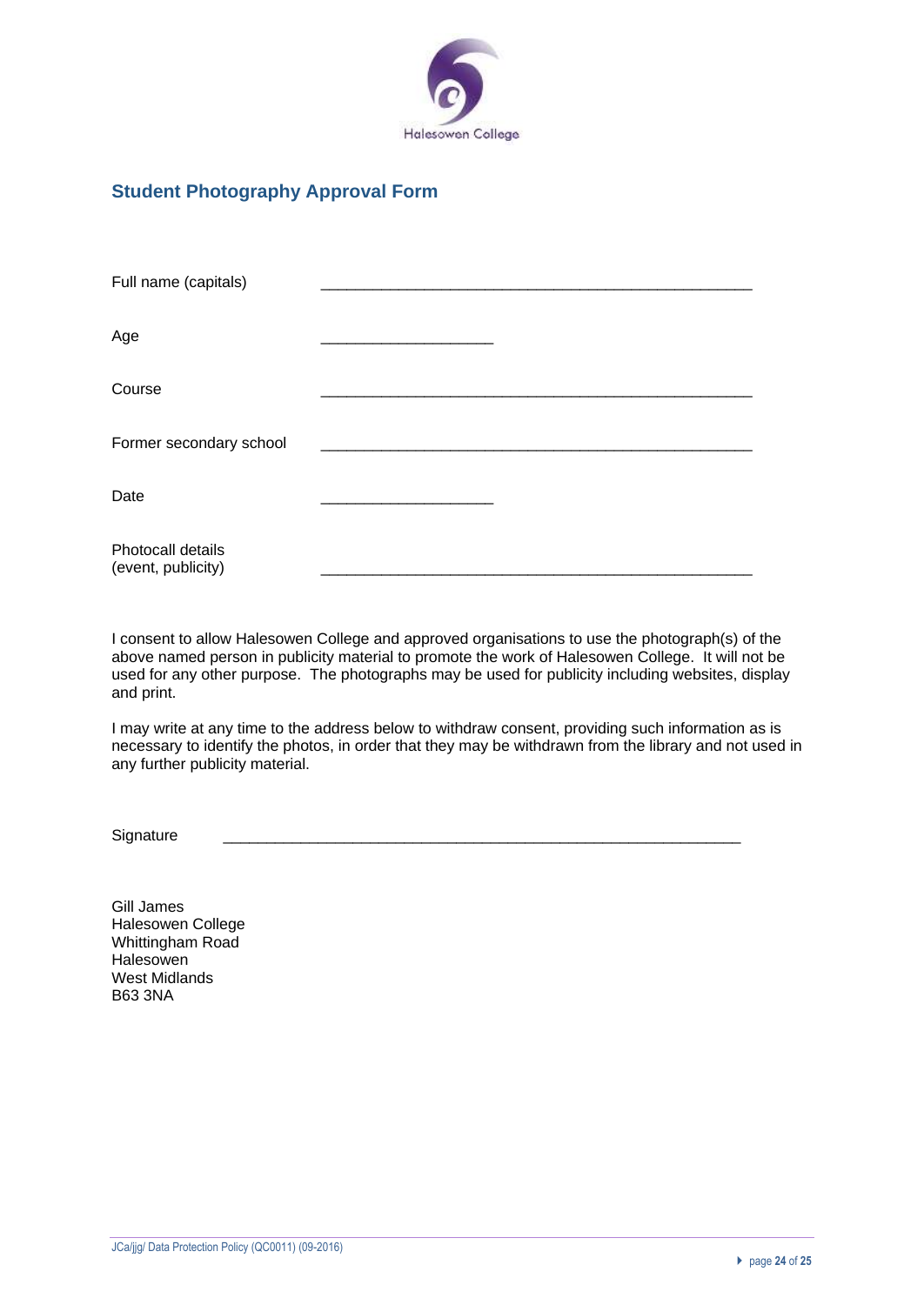## Student Photography Approval Form

Full name (capitals) ___________________________________________________

Age ______________________

Course ___________________________________________________

Former secondary school ___________________________________________________

Date ______________________

Photocall details
(event, publicity) ___________________________________________________

I consent to allow Halesowen College and approved organisations to use the photograph(s) of the above named person in publicity material to promote the work of Halesowen College. It will not be used for any other purpose. The photographs may be used for publicity including websites, display and print.

I may write at any time to the address below to withdraw consent, providing such information as is necessary to identify the photos, in order that they may be withdrawn from the library and not used in any further publicity material.

Signature ___________________________________________________________________

Gill James
Halesowen College
Whittingham Road
Halesowen
West Midlands
B63 3NA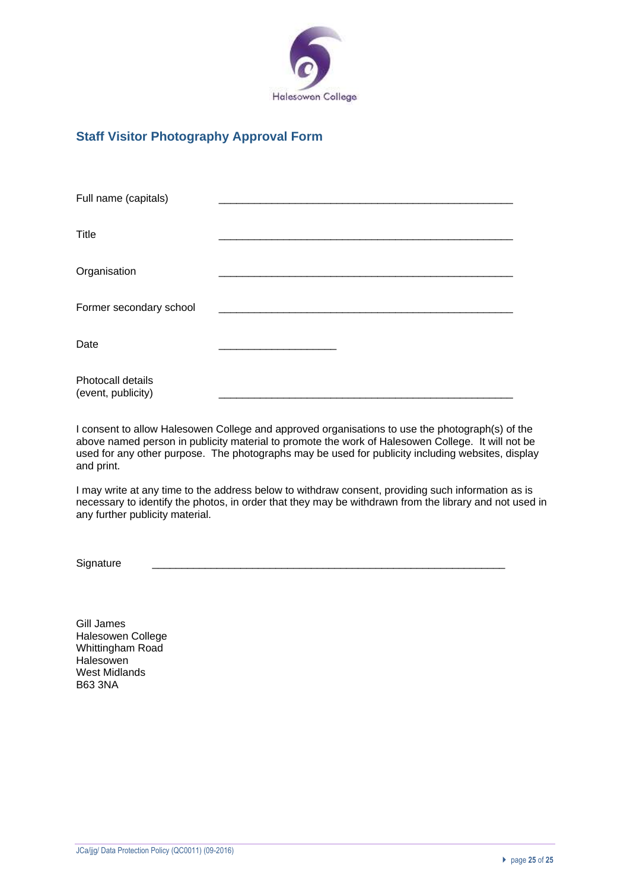Halesowen College

## Staff Visitor Photography Approval Form

Full name (capitals) ______________________________________________

Title ______________________________________________

Organisation ______________________________________________

Former secondary school ______________________________________________

Date ____________________

Photocall details (event, publicity) ______________________________________________

I consent to allow Halesowen College and approved organisations to use the photograph(s) of the above named person in publicity material to promote the work of Halesowen College. It will not be used for any other purpose. The photographs may be used for publicity including websites, display and print.

I may write at any time to the address below to withdraw consent, providing such information as is necessary to identify the photos, in order that they may be withdrawn from the library and not used in any further publicity material.

Signature ______________________________________________

Gill James
Halesowen College
Whittingham Road
Halesowen
West Midlands
B63 3NA